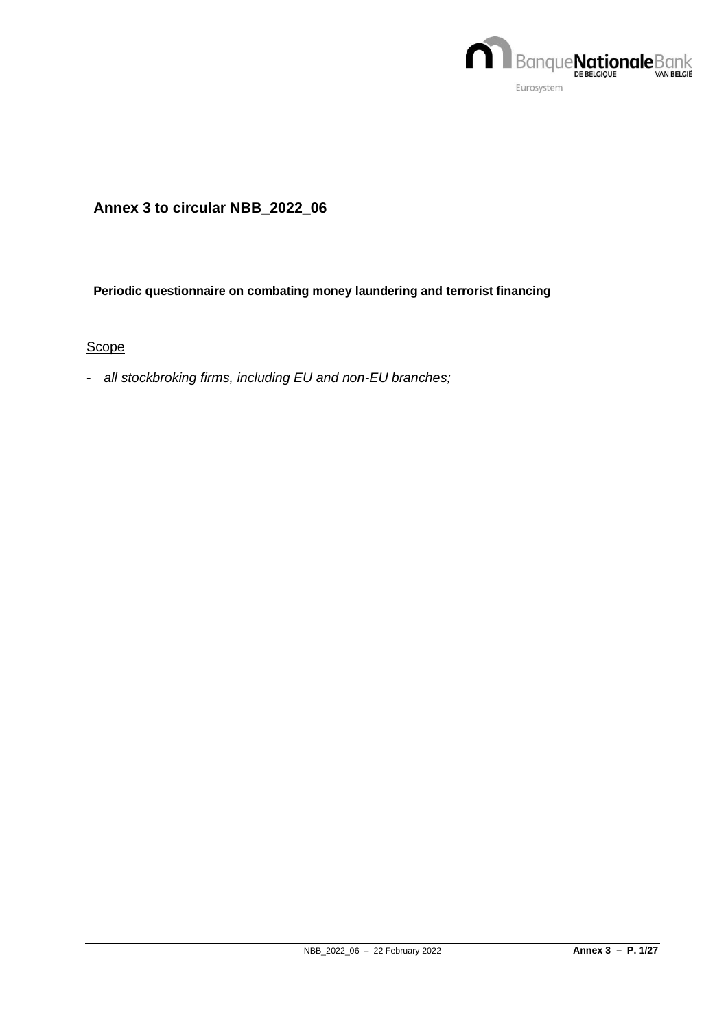## Annex 3 to circular NBB_2022_06

**Periodic questionnaire on combating money laundering and terrorist financing**

<u>Scope</u>

- *all stockbroking firms, including EU and non-EU branches;*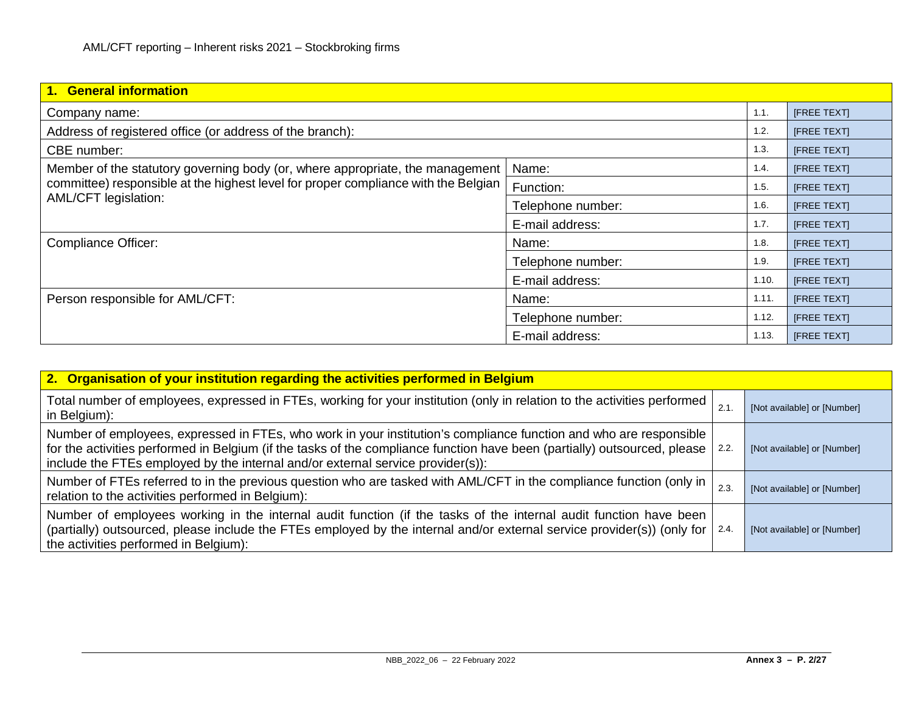| 1. General information | | | |
|---|---|---|---|
| Company name: | | 1.1. | [FREE TEXT] |
| Address of registered office (or address of the branch): | | 1.2. | [FREE TEXT] |
| CBE number: | | 1.3. | [FREE TEXT] |
| Member of the statutory governing body (or, where appropriate, the management committee) responsible at the highest level for proper compliance with the Belgian AML/CFT legislation: | Name: | 1.4. | [FREE TEXT] |
| | Function: | 1.5. | [FREE TEXT] |
| | Telephone number: | 1.6. | [FREE TEXT] |
| | E-mail address: | 1.7. | [FREE TEXT] |
| Compliance Officer: | Name: | 1.8. | [FREE TEXT] |
| | Telephone number: | 1.9. | [FREE TEXT] |
| | E-mail address: | 1.10. | [FREE TEXT] |
| Person responsible for AML/CFT: | Name: | 1.11. | [FREE TEXT] |
| | Telephone number: | 1.12. | [FREE TEXT] |
| | E-mail address: | 1.13. | [FREE TEXT] |

| 2. Organisation of your institution regarding the activities performed in Belgium | | |
|---|---|---|
| Total number of employees, expressed in FTEs, working for your institution (only in relation to the activities performed in Belgium): | 2.1. | [Not available] or [Number] |
| Number of employees, expressed in FTEs, who work in your institution's compliance function and who are responsible for the activities performed in Belgium (if the tasks of the compliance function have been (partially) outsourced, please include the FTEs employed by the internal and/or external service provider(s)): | 2.2. | [Not available] or [Number] |
| Number of FTEs referred to in the previous question who are tasked with AML/CFT in the compliance function (only in relation to the activities performed in Belgium): | 2.3. | [Not available] or [Number] |
| Number of employees working in the internal audit function (if the tasks of the internal audit function have been (partially) outsourced, please include the FTEs employed by the internal and/or external service provider(s)) (only for the activities performed in Belgium): | 2.4. | [Not available] or [Number] |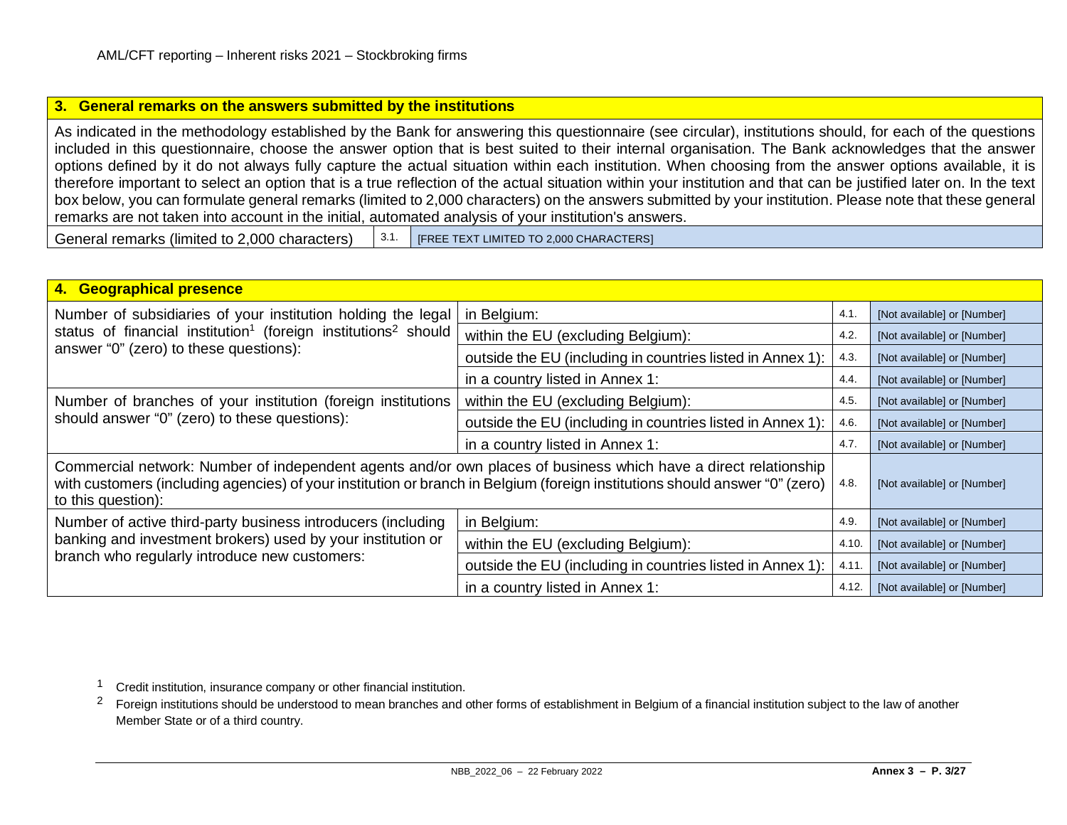## 3. General remarks on the answers submitted by the institutions

As indicated in the methodology established by the Bank for answering this questionnaire (see circular), institutions should, for each of the questions included in this questionnaire, choose the answer option that is best suited to their internal organisation. The Bank acknowledges that the answer options defined by it do not always fully capture the actual situation within each institution. When choosing from the answer options available, it is therefore important to select an option that is a true reflection of the actual situation within your institution and that can be justified later on. In the text box below, you can formulate general remarks (limited to 2,000 characters) on the answers submitted by your institution. Please note that these general remarks are not taken into account in the initial, automated analysis of your institution's answers.

| General remarks (limited to 2,000 characters) | 3.1. | [FREE TEXT LIMITED TO 2,000 CHARACTERS] |
|---|---|---|

## 4. Geographical presence

| | | | |
|---|---|---|---|
| Number of subsidiaries of your institution holding the legal status of financial institution[1] (foreign institutions[2] should answer "0" (zero) to these questions): | in Belgium: | 4.1. | [Not available] or [Number] |
| | within the EU (excluding Belgium): | 4.2. | [Not available] or [Number] |
| | outside the EU (including in countries listed in Annex 1): | 4.3. | [Not available] or [Number] |
| | in a country listed in Annex 1: | 4.4. | [Not available] or [Number] |
| Number of branches of your institution (foreign institutions should answer "0" (zero) to these questions): | within the EU (excluding Belgium): | 4.5. | [Not available] or [Number] |
| | outside the EU (including in countries listed in Annex 1): | 4.6. | [Not available] or [Number] |
| | in a country listed in Annex 1: | 4.7. | [Not available] or [Number] |
| Commercial network: Number of independent agents and/or own places of business which have a direct relationship with customers (including agencies) of your institution or branch in Belgium (foreign institutions should answer "0" (zero) to this question): | | 4.8. | [Not available] or [Number] |
| Number of active third-party business introducers (including banking and investment brokers) used by your institution or branch who regularly introduce new customers: | in Belgium: | 4.9. | [Not available] or [Number] |
| | within the EU (excluding Belgium): | 4.10. | [Not available] or [Number] |
| | outside the EU (including in countries listed in Annex 1): | 4.11. | [Not available] or [Number] |
| | in a country listed in Annex 1: | 4.12. | [Not available] or [Number] |

[1] Credit institution, insurance company or other financial institution.

[2] Foreign institutions should be understood to mean branches and other forms of establishment in Belgium of a financial institution subject to the law of another Member State or of a third country.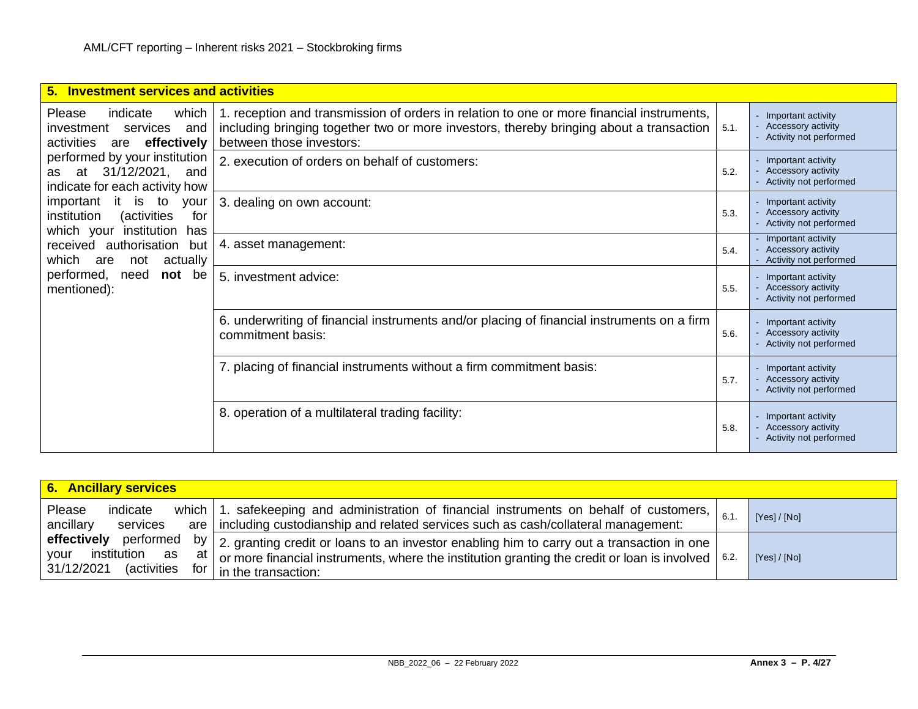| 5. Investment services and activities | | | |
|---|---|---|---|
| Please indicate which investment services and activities are **effectively** performed by your institution as at 31/12/2021, and indicate for each activity how important it is to your institution (activities for which your institution has received authorisation but which are not actually performed, need **not** be mentioned): | 1. reception and transmission of orders in relation to one or more financial instruments, including bringing together two or more investors, thereby bringing about a transaction between those investors: | 5.1. | - Important activity<br>- Accessory activity<br>- Activity not performed |
| | 2. execution of orders on behalf of customers: | 5.2. | - Important activity<br>- Accessory activity<br>- Activity not performed |
| | 3. dealing on own account: | 5.3. | - Important activity<br>- Accessory activity<br>- Activity not performed |
| | 4. asset management: | 5.4. | - Important activity<br>- Accessory activity<br>- Activity not performed |
| | 5. investment advice: | 5.5. | - Important activity<br>- Accessory activity<br>- Activity not performed |
| | 6. underwriting of financial instruments and/or placing of financial instruments on a firm commitment basis: | 5.6. | - Important activity<br>- Accessory activity<br>- Activity not performed |
| | 7. placing of financial instruments without a firm commitment basis: | 5.7. | - Important activity<br>- Accessory activity<br>- Activity not performed |
| | 8. operation of a multilateral trading facility: | 5.8. | - Important activity<br>- Accessory activity<br>- Activity not performed |

| 6. Ancillary services | | | |
|---|---|---|---|
| Please indicate which ancillary services are **effectively** performed by your institution as at 31/12/2021 (activities for | 1. safekeeping and administration of financial instruments on behalf of customers, including custodianship and related services such as cash/collateral management: | 6.1. | [Yes] / [No] |
| | 2. granting credit or loans to an investor enabling him to carry out a transaction in one or more financial instruments, where the institution granting the credit or loan is involved in the transaction: | 6.2. | [Yes] / [No] |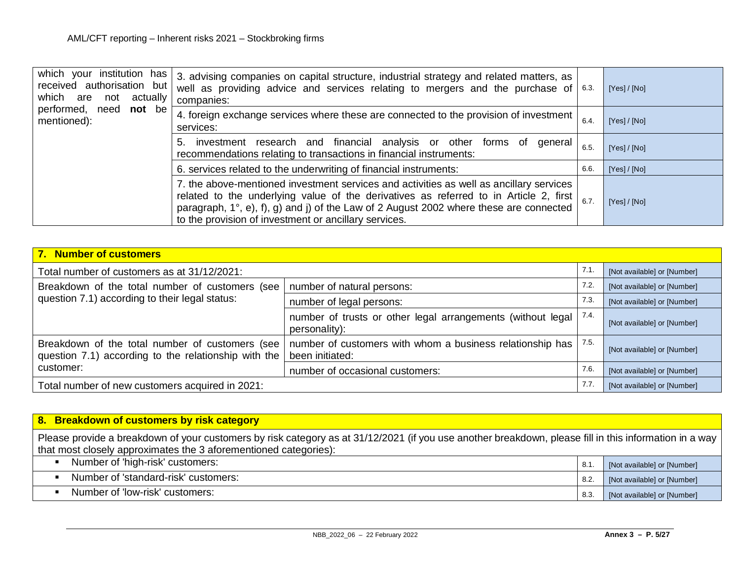| which your institution has received authorisation but which are not actually performed, need **not** be mentioned): | 3. advising companies on capital structure, industrial strategy and related matters, as well as providing advice and services relating to mergers and the purchase of companies: | 6.3. | [Yes] / [No] |
|---|---|---|---|
| | 4. foreign exchange services where these are connected to the provision of investment services: | 6.4. | [Yes] / [No] |
| | 5. investment research and financial analysis or other forms of general recommendations relating to transactions in financial instruments: | 6.5. | [Yes] / [No] |
| | 6. services related to the underwriting of financial instruments: | 6.6. | [Yes] / [No] |
| | 7. the above-mentioned investment services and activities as well as ancillary services related to the underlying value of the derivatives as referred to in Article 2, first paragraph, 1°, e), f), g) and j) of the Law of 2 August 2002 where these are connected to the provision of investment or ancillary services. | 6.7. | [Yes] / [No] |

| **7. Number of customers** | | | |
|---|---|---|---|
| Total number of customers as at 31/12/2021: | | 7.1. | [Not available] or [Number] |
| Breakdown of the total number of customers (see question 7.1) according to their legal status: | number of natural persons: | 7.2. | [Not available] or [Number] |
| | number of legal persons: | 7.3. | [Not available] or [Number] |
| | number of trusts or other legal arrangements (without legal personality): | 7.4. | [Not available] or [Number] |
| Breakdown of the total number of customers (see question 7.1) according to the relationship with the customer: | number of customers with whom a business relationship has been initiated: | 7.5. | [Not available] or [Number] |
| | number of occasional customers: | 7.6. | [Not available] or [Number] |
| Total number of new customers acquired in 2021: | | 7.7. | [Not available] or [Number] |

| **8. Breakdown of customers by risk category** | | |
|---|---|---|
| Please provide a breakdown of your customers by risk category as at 31/12/2021 (if you use another breakdown, please fill in this information in a way that most closely approximates the 3 aforementioned categories): | | |
| ▪ Number of 'high-risk' customers: | 8.1. | [Not available] or [Number] |
| ▪ Number of 'standard-risk' customers: | 8.2. | [Not available] or [Number] |
| ▪ Number of 'low-risk' customers: | 8.3. | [Not available] or [Number] |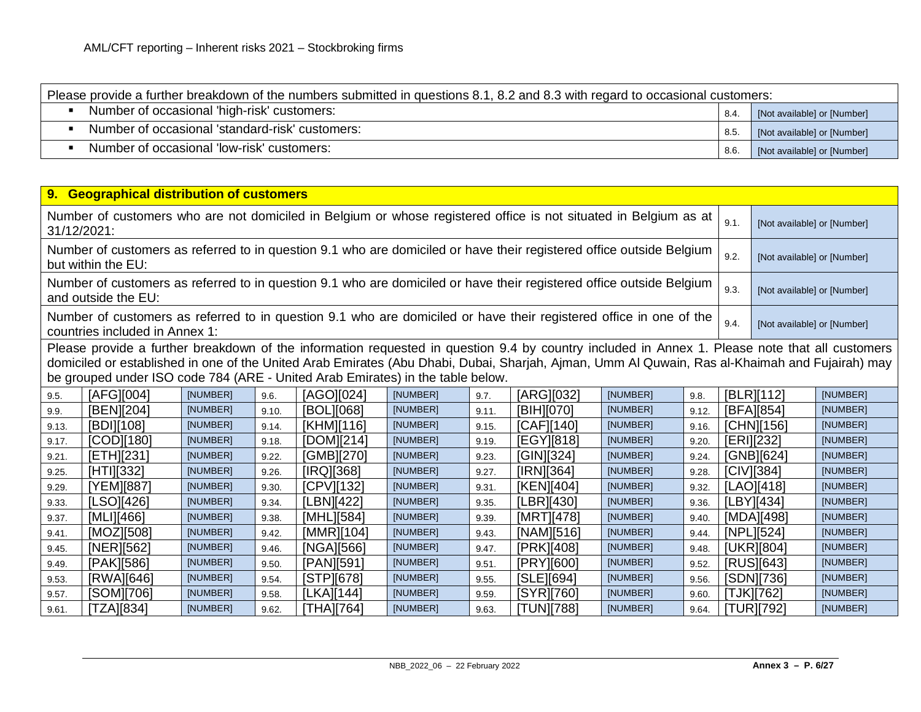| Please provide a further breakdown of the numbers submitted in questions 8.1, 8.2 and 8.3 with regard to occasional customers: | | |
|---|---|---|
| ▪ Number of occasional 'high-risk' customers: | 8.4. | [Not available] or [Number] |
| ▪ Number of occasional 'standard-risk' customers: | 8.5. | [Not available] or [Number] |
| ▪ Number of occasional 'low-risk' customers: | 8.6. | [Not available] or [Number] |

## 9. Geographical distribution of customers

| Question | No. | Answer |
|---|---|---|
| Number of customers who are not domiciled in Belgium or whose registered office is not situated in Belgium as at 31/12/2021: | 9.1. | [Not available] or [Number] |
| Number of customers as referred to in question 9.1 who are domiciled or have their registered office outside Belgium but within the EU: | 9.2. | [Not available] or [Number] |
| Number of customers as referred to in question 9.1 who are domiciled or have their registered office outside Belgium and outside the EU: | 9.3. | [Not available] or [Number] |
| Number of customers as referred to in question 9.1 who are domiciled or have their registered office in one of the countries included in Annex 1: | 9.4. | [Not available] or [Number] |

Please provide a further breakdown of the information requested in question 9.4 by country included in Annex 1. Please note that all customers domiciled or established in one of the United Arab Emirates (Abu Dhabi, Dubai, Sharjah, Ajman, Umm Al Quwain, Ras al-Khaimah and Fujairah) may be grouped under ISO code 784 (ARE - United Arab Emirates) in the table below.

| No. | Country | Number | No. | Country | Number | No. | Country | Number | No. | Country | Number |
|---|---|---|---|---|---|---|---|---|---|---|---|
| 9.5. | [AFG][004] | [NUMBER] | 9.6. | [AGO][024] | [NUMBER] | 9.7. | [ARG][032] | [NUMBER] | 9.8. | [BLR][112] | [NUMBER] |
| 9.9. | [BEN][204] | [NUMBER] | 9.10. | [BOL][068] | [NUMBER] | 9.11. | [BIH][070] | [NUMBER] | 9.12. | [BFA][854] | [NUMBER] |
| 9.13. | [BDI][108] | [NUMBER] | 9.14. | [KHM][116] | [NUMBER] | 9.15. | [CAF][140] | [NUMBER] | 9.16. | [CHN][156] | [NUMBER] |
| 9.17. | [COD][180] | [NUMBER] | 9.18. | [DOM][214] | [NUMBER] | 9.19. | [EGY][818] | [NUMBER] | 9.20. | [ERI][232] | [NUMBER] |
| 9.21. | [ETH][231] | [NUMBER] | 9.22. | [GMB][270] | [NUMBER] | 9.23. | [GIN][324] | [NUMBER] | 9.24. | [GNB][624] | [NUMBER] |
| 9.25. | [HTI][332] | [NUMBER] | 9.26. | [IRQ][368] | [NUMBER] | 9.27. | [IRN][364] | [NUMBER] | 9.28. | [CIV][384] | [NUMBER] |
| 9.29. | [YEM][887] | [NUMBER] | 9.30. | [CPV][132] | [NUMBER] | 9.31. | [KEN][404] | [NUMBER] | 9.32. | [LAO][418] | [NUMBER] |
| 9.33. | [LSO][426] | [NUMBER] | 9.34. | [LBN][422] | [NUMBER] | 9.35. | [LBR][430] | [NUMBER] | 9.36. | [LBY][434] | [NUMBER] |
| 9.37. | [MLI][466] | [NUMBER] | 9.38. | [MHL][584] | [NUMBER] | 9.39. | [MRT][478] | [NUMBER] | 9.40. | [MDA][498] | [NUMBER] |
| 9.41. | [MOZ][508] | [NUMBER] | 9.42. | [MMR][104] | [NUMBER] | 9.43. | [NAM][516] | [NUMBER] | 9.44. | [NPL][524] | [NUMBER] |
| 9.45. | [NER][562] | [NUMBER] | 9.46. | [NGA][566] | [NUMBER] | 9.47. | [PRK][408] | [NUMBER] | 9.48. | [UKR][804] | [NUMBER] |
| 9.49. | [PAK][586] | [NUMBER] | 9.50. | [PAN][591] | [NUMBER] | 9.51. | [PRY][600] | [NUMBER] | 9.52. | [RUS][643] | [NUMBER] |
| 9.53. | [RWA][646] | [NUMBER] | 9.54. | [STP][678] | [NUMBER] | 9.55. | [SLE][694] | [NUMBER] | 9.56. | [SDN][736] | [NUMBER] |
| 9.57. | [SOM][706] | [NUMBER] | 9.58. | [LKA][144] | [NUMBER] | 9.59. | [SYR][760] | [NUMBER] | 9.60. | [TJK][762] | [NUMBER] |
| 9.61. | [TZA][834] | [NUMBER] | 9.62. | [THA][764] | [NUMBER] | 9.63. | [TUN][788] | [NUMBER] | 9.64. | [TUR][792] | [NUMBER] |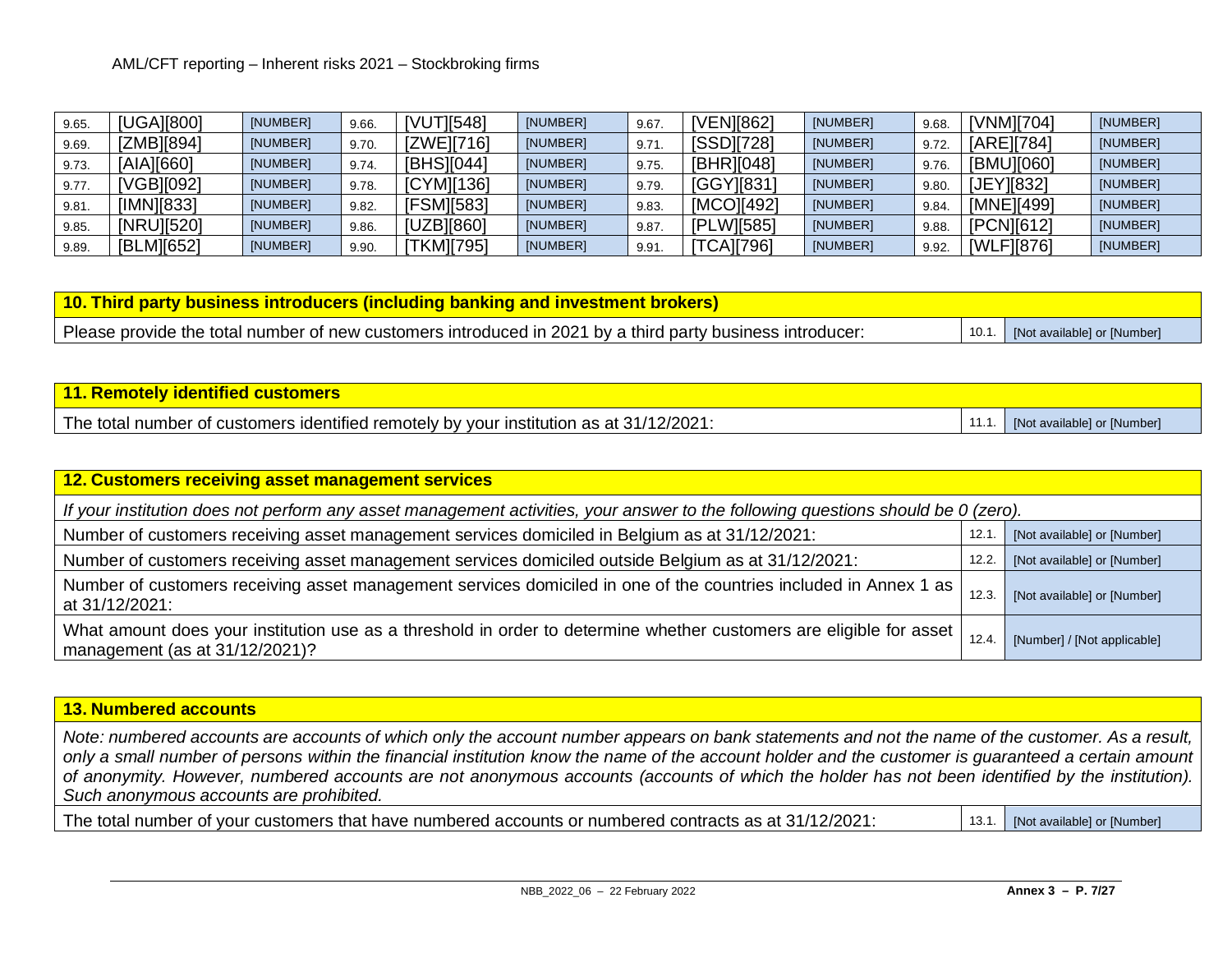| | | | | | | | | | | | |
|---|---|---|---|---|---|---|---|---|---|---|---|
| 9.65. | [UGA][800] | [NUMBER] | 9.66. | [VUT][548] | [NUMBER] | 9.67. | [VEN][862] | [NUMBER] | 9.68. | [VNM][704] | [NUMBER] |
| 9.69. | [ZMB][894] | [NUMBER] | 9.70. | [ZWE][716] | [NUMBER] | 9.71. | [SSD][728] | [NUMBER] | 9.72. | [ARE][784] | [NUMBER] |
| 9.73. | [AIA][660] | [NUMBER] | 9.74. | [BHS][044] | [NUMBER] | 9.75. | [BHR][048] | [NUMBER] | 9.76. | [BMU][060] | [NUMBER] |
| 9.77. | [VGB][092] | [NUMBER] | 9.78. | [CYM][136] | [NUMBER] | 9.79. | [GGY][831] | [NUMBER] | 9.80. | [JEY][832] | [NUMBER] |
| 9.81. | [IMN][833] | [NUMBER] | 9.82. | [FSM][583] | [NUMBER] | 9.83. | [MCO][492] | [NUMBER] | 9.84. | [MNE][499] | [NUMBER] |
| 9.85. | [NRU][520] | [NUMBER] | 9.86. | [UZB][860] | [NUMBER] | 9.87. | [PLW][585] | [NUMBER] | 9.88. | [PCN][612] | [NUMBER] |
| 9.89. | [BLM][652] | [NUMBER] | 9.90. | [TKM][795] | [NUMBER] | 9.91. | [TCA][796] | [NUMBER] | 9.92. | [WLF][876] | [NUMBER] |

| **10. Third party business introducers (including banking and investment brokers)** | | |
|---|---|---|
| Please provide the total number of new customers introduced in 2021 by a third party business introducer: | 10.1. | [Not available] or [Number] |

| **11. Remotely identified customers** | | |
|---|---|---|
| The total number of customers identified remotely by your institution as at 31/12/2021: | 11.1. | [Not available] or [Number] |

| **12. Customers receiving asset management services** | | |
|---|---|---|
| *If your institution does not perform any asset management activities, your answer to the following questions should be 0 (zero).* | | |
| Number of customers receiving asset management services domiciled in Belgium as at 31/12/2021: | 12.1. | [Not available] or [Number] |
| Number of customers receiving asset management services domiciled outside Belgium as at 31/12/2021: | 12.2. | [Not available] or [Number] |
| Number of customers receiving asset management services domiciled in one of the countries included in Annex 1 as at 31/12/2021: | 12.3. | [Not available] or [Number] |
| What amount does your institution use as a threshold in order to determine whether customers are eligible for asset management (as at 31/12/2021)? | 12.4. | [Number] / [Not applicable] |

| **13. Numbered accounts** | | |
|---|---|---|
| *Note: numbered accounts are accounts of which only the account number appears on bank statements and not the name of the customer. As a result, only a small number of persons within the financial institution know the name of the account holder and the customer is guaranteed a certain amount of anonymity. However, numbered accounts are not anonymous accounts (accounts of which the holder has not been identified by the institution). Such anonymous accounts are prohibited.* | | |
| The total number of your customers that have numbered accounts or numbered contracts as at 31/12/2021: | 13.1. | [Not available] or [Number] |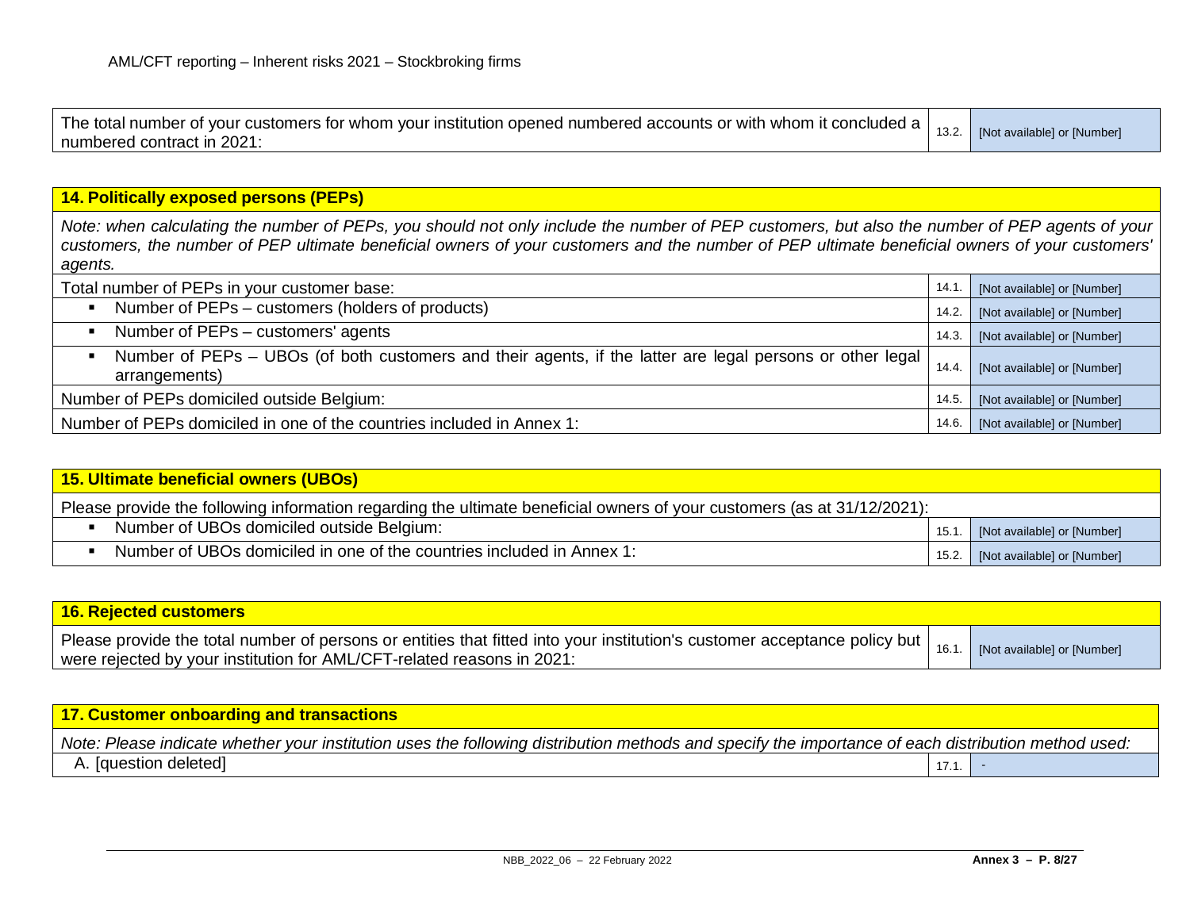| The total number of your customers for whom your institution opened numbered accounts or with whom it concluded a numbered contract in 2021: | 13.2. | [Not available] or [Number] |
|---|---|---|

## 14. Politically exposed persons (PEPs)

*Note: when calculating the number of PEPs, you should not only include the number of PEP customers, but also the number of PEP agents of your customers, the number of PEP ultimate beneficial owners of your customers and the number of PEP ultimate beneficial owners of your customers' agents.*

| Item | No. | Answer |
|---|---|---|
| Total number of PEPs in your customer base: | 14.1. | [Not available] or [Number] |
| ▪ Number of PEPs – customers (holders of products) | 14.2. | [Not available] or [Number] |
| ▪ Number of PEPs – customers' agents | 14.3. | [Not available] or [Number] |
| ▪ Number of PEPs – UBOs (of both customers and their agents, if the latter are legal persons or other legal arrangements) | 14.4. | [Not available] or [Number] |
| Number of PEPs domiciled outside Belgium: | 14.5. | [Not available] or [Number] |
| Number of PEPs domiciled in one of the countries included in Annex 1: | 14.6. | [Not available] or [Number] |

## 15. Ultimate beneficial owners (UBOs)

Please provide the following information regarding the ultimate beneficial owners of your customers (as at 31/12/2021):

| Item | No. | Answer |
|---|---|---|
| ▪ Number of UBOs domiciled outside Belgium: | 15.1. | [Not available] or [Number] |
| ▪ Number of UBOs domiciled in one of the countries included in Annex 1: | 15.2. | [Not available] or [Number] |

## 16. Rejected customers

| Item | No. | Answer |
|---|---|---|
| Please provide the total number of persons or entities that fitted into your institution's customer acceptance policy but were rejected by your institution for AML/CFT-related reasons in 2021: | 16.1. | [Not available] or [Number] |

## 17. Customer onboarding and transactions

*Note: Please indicate whether your institution uses the following distribution methods and specify the importance of each distribution method used:*

| Item | No. | Answer |
|---|---|---|
| A. [question deleted] | 17.1. | - |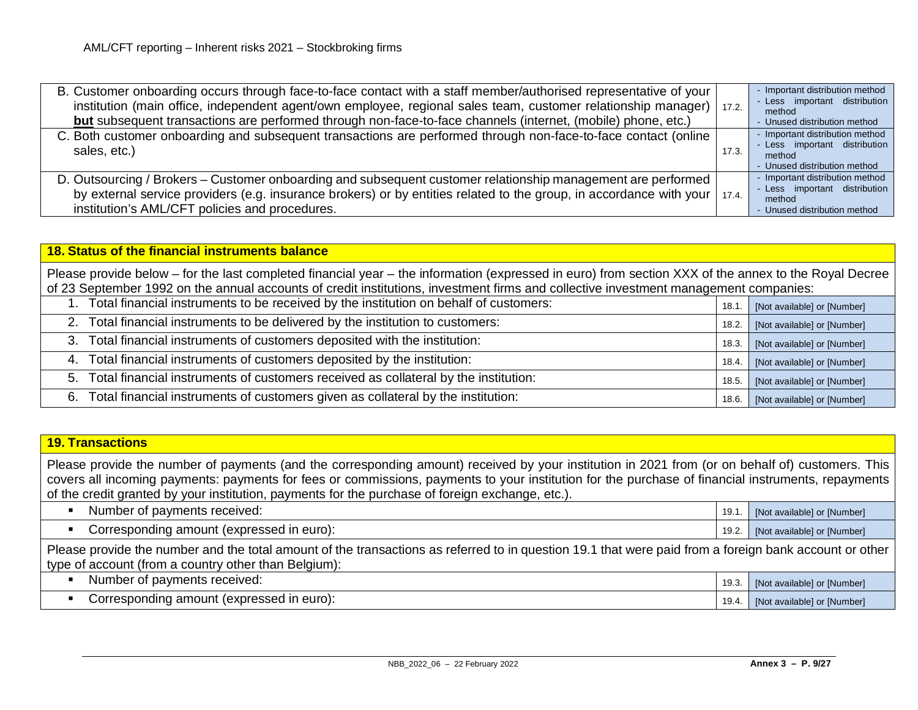| | | |
|---|---|---|
| B. Customer onboarding occurs through face-to-face contact with a staff member/authorised representative of your institution (main office, independent agent/own employee, regional sales team, customer relationship manager) **but** subsequent transactions are performed through non-face-to-face channels (internet, (mobile) phone, etc.) | 17.2. | - Important distribution method<br>- Less important distribution method<br>- Unused distribution method |
| C. Both customer onboarding and subsequent transactions are performed through non-face-to-face contact (online sales, etc.) | 17.3. | - Important distribution method<br>- Less important distribution method<br>- Unused distribution method |
| D. Outsourcing / Brokers – Customer onboarding and subsequent customer relationship management are performed by external service providers (e.g. insurance brokers) or by entities related to the group, in accordance with your institution's AML/CFT policies and procedures. | 17.4. | - Important distribution method<br>- Less important distribution method<br>- Unused distribution method |

## 18. Status of the financial instruments balance

Please provide below – for the last completed financial year – the information (expressed in euro) from section XXX of the annex to the Royal Decree of 23 September 1992 on the annual accounts of credit institutions, investment firms and collective investment management companies:

| | | |
|---|---|---|
| 1. Total financial instruments to be received by the institution on behalf of customers: | 18.1. | [Not available] or [Number] |
| 2. Total financial instruments to be delivered by the institution to customers: | 18.2. | [Not available] or [Number] |
| 3. Total financial instruments of customers deposited with the institution: | 18.3. | [Not available] or [Number] |
| 4. Total financial instruments of customers deposited by the institution: | 18.4. | [Not available] or [Number] |
| 5. Total financial instruments of customers received as collateral by the institution: | 18.5. | [Not available] or [Number] |
| 6. Total financial instruments of customers given as collateral by the institution: | 18.6. | [Not available] or [Number] |

## 19. Transactions

Please provide the number of payments (and the corresponding amount) received by your institution in 2021 from (or on behalf of) customers. This covers all incoming payments: payments for fees or commissions, payments to your institution for the purchase of financial instruments, repayments of the credit granted by your institution, payments for the purchase of foreign exchange, etc.).

| | | |
|---|---|---|
| ▪ Number of payments received: | 19.1. | [Not available] or [Number] |
| ▪ Corresponding amount (expressed in euro): | 19.2. | [Not available] or [Number] |

Please provide the number and the total amount of the transactions as referred to in question 19.1 that were paid from a foreign bank account or other type of account (from a country other than Belgium):

| | | |
|---|---|---|
| ▪ Number of payments received: | 19.3. | [Not available] or [Number] |
| ▪ Corresponding amount (expressed in euro): | 19.4. | [Not available] or [Number] |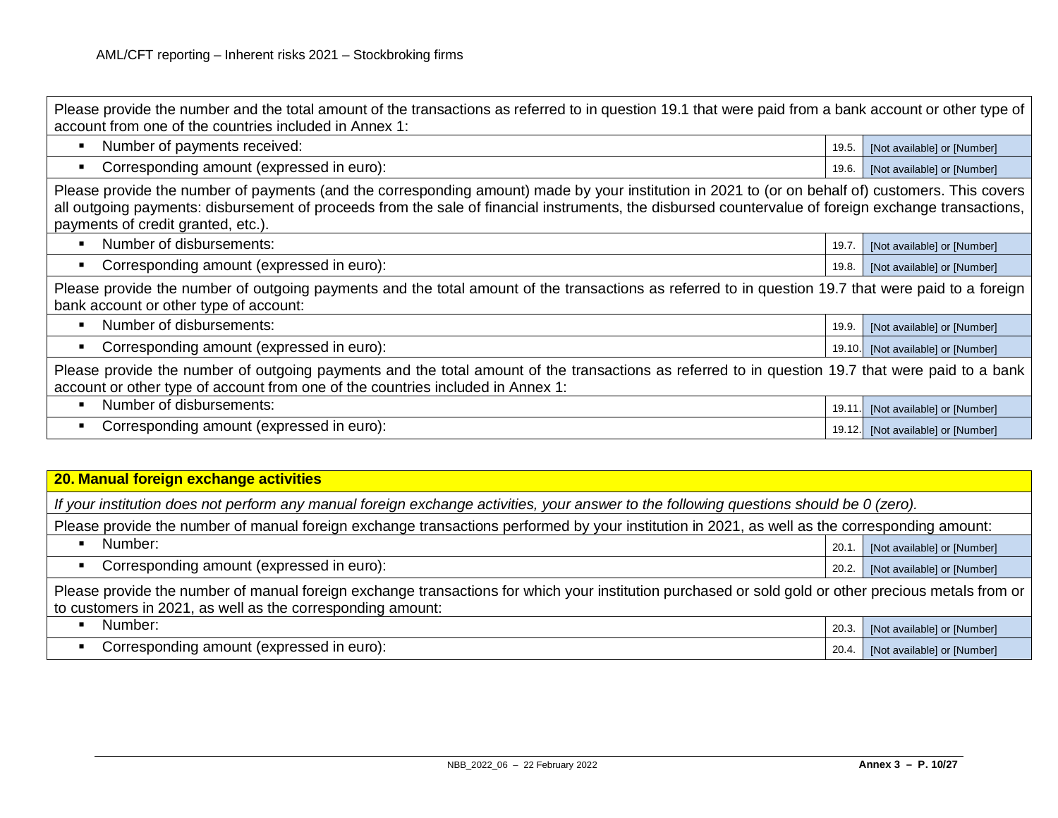| | | |
|---|---|---|
| Please provide the number and the total amount of the transactions as referred to in question 19.1 that were paid from a bank account or other type of account from one of the countries included in Annex 1: | | |
| ▪ Number of payments received: | 19.5. | [Not available] or [Number] |
| ▪ Corresponding amount (expressed in euro): | 19.6. | [Not available] or [Number] |
| Please provide the number of payments (and the corresponding amount) made by your institution in 2021 to (or on behalf of) customers. This covers all outgoing payments: disbursement of proceeds from the sale of financial instruments, the disbursed countervalue of foreign exchange transactions, payments of credit granted, etc.). | | |
| ▪ Number of disbursements: | 19.7. | [Not available] or [Number] |
| ▪ Corresponding amount (expressed in euro): | 19.8. | [Not available] or [Number] |
| Please provide the number of outgoing payments and the total amount of the transactions as referred to in question 19.7 that were paid to a foreign bank account or other type of account: | | |
| ▪ Number of disbursements: | 19.9. | [Not available] or [Number] |
| ▪ Corresponding amount (expressed in euro): | 19.10. | [Not available] or [Number] |
| Please provide the number of outgoing payments and the total amount of the transactions as referred to in question 19.7 that were paid to a bank account or other type of account from one of the countries included in Annex 1: | | |
| ▪ Number of disbursements: | 19.11. | [Not available] or [Number] |
| ▪ Corresponding amount (expressed in euro): | 19.12. | [Not available] or [Number] |

| **20. Manual foreign exchange activities** | | |
|---|---|---|
| *If your institution does not perform any manual foreign exchange activities, your answer to the following questions should be 0 (zero).* | | |
| Please provide the number of manual foreign exchange transactions performed by your institution in 2021, as well as the corresponding amount: | | |
| ▪ Number: | 20.1. | [Not available] or [Number] |
| ▪ Corresponding amount (expressed in euro): | 20.2. | [Not available] or [Number] |
| Please provide the number of manual foreign exchange transactions for which your institution purchased or sold gold or other precious metals from or to customers in 2021, as well as the corresponding amount: | | |
| ▪ Number: | 20.3. | [Not available] or [Number] |
| ▪ Corresponding amount (expressed in euro): | 20.4. | [Not available] or [Number] |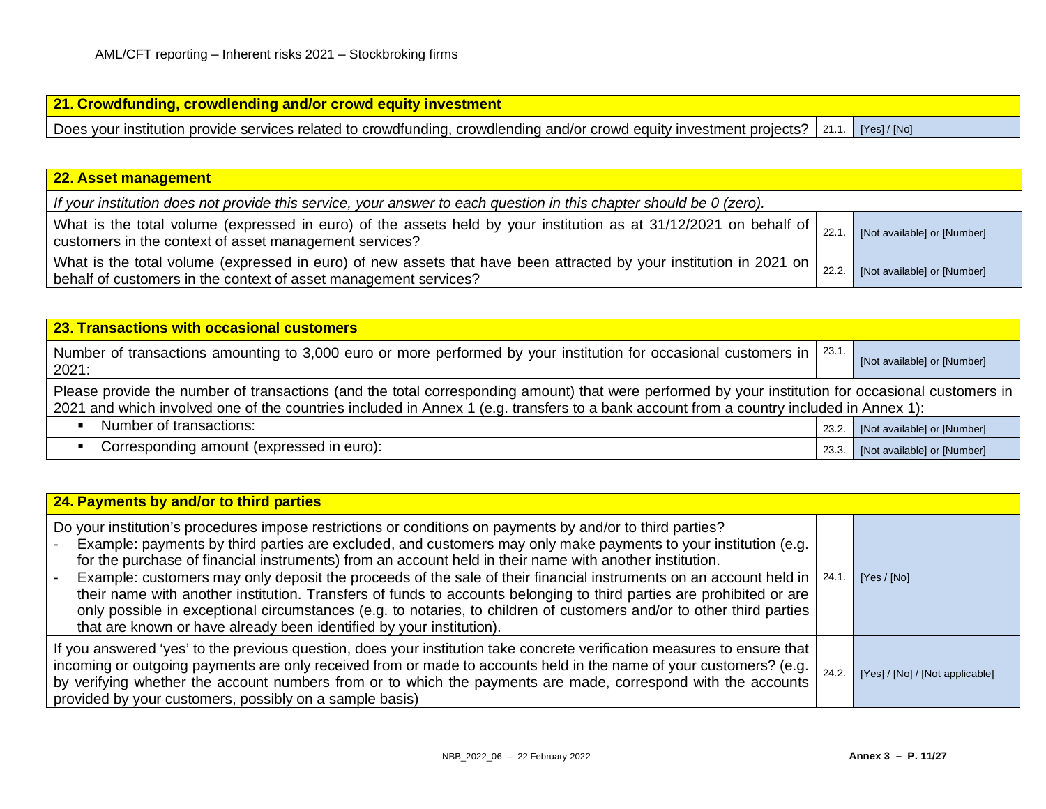## 21. Crowdfunding, crowdlending and/or crowd equity investment

| Question | No. | Answer |
|---|---|---|
| Does your institution provide services related to crowdfunding, crowdlending and/or crowd equity investment projects? | 21.1. | [Yes] / [No] |

## 22. Asset management

*If your institution does not provide this service, your answer to each question in this chapter should be 0 (zero).*

| Question | No. | Answer |
|---|---|---|
| What is the total volume (expressed in euro) of the assets held by your institution as at 31/12/2021 on behalf of customers in the context of asset management services? | 22.1. | [Not available] or [Number] |
| What is the total volume (expressed in euro) of new assets that have been attracted by your institution in 2021 on behalf of customers in the context of asset management services? | 22.2. | [Not available] or [Number] |

## 23. Transactions with occasional customers

| Question | No. | Answer |
|---|---|---|
| Number of transactions amounting to 3,000 euro or more performed by your institution for occasional customers in 2021: | 23.1. | [Not available] or [Number] |

Please provide the number of transactions (and the total corresponding amount) that were performed by your institution for occasional customers in 2021 and which involved one of the countries included in Annex 1 (e.g. transfers to a bank account from a country included in Annex 1):

| Question | No. | Answer |
|---|---|---|
| ▪ Number of transactions: | 23.2. | [Not available] or [Number] |
| ▪ Corresponding amount (expressed in euro): | 23.3. | [Not available] or [Number] |

## 24. Payments by and/or to third parties

| Question | No. | Answer |
|---|---|---|
| Do your institution's procedures impose restrictions or conditions on payments by and/or to third parties?<br>- Example: payments by third parties are excluded, and customers may only make payments to your institution (e.g. for the purchase of financial instruments) from an account held in their name with another institution.<br>- Example: customers may only deposit the proceeds of the sale of their financial instruments on an account held in their name with another institution. Transfers of funds to accounts belonging to third parties are prohibited or are only possible in exceptional circumstances (e.g. to notaries, to children of customers and/or to other third parties that are known or have already been identified by your institution). | 24.1. | [Yes / [No] |
| If you answered 'yes' to the previous question, does your institution take concrete verification measures to ensure that incoming or outgoing payments are only received from or made to accounts held in the name of your customers? (e.g. by verifying whether the account numbers from or to which the payments are made, correspond with the accounts provided by your customers, possibly on a sample basis) | 24.2. | [Yes] / [No] / [Not applicable] |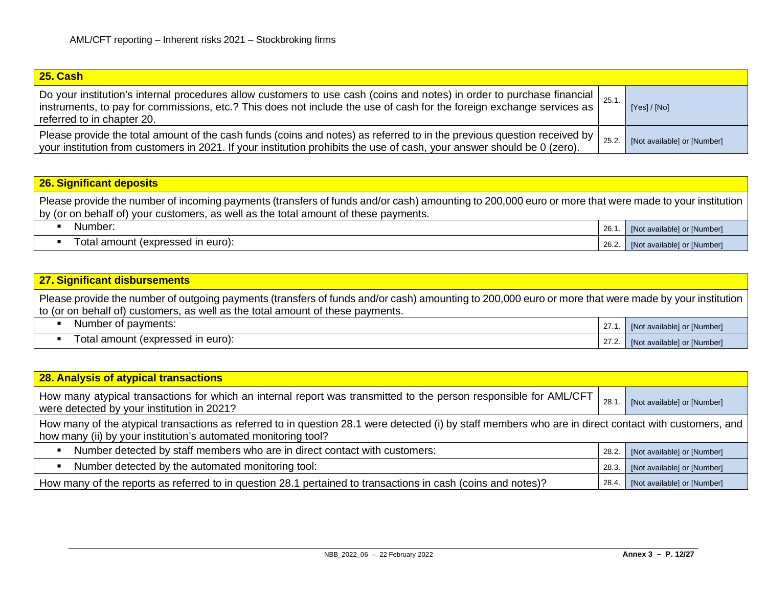## 25. Cash

| | | |
|---|---|---|
| Do your institution's internal procedures allow customers to use cash (coins and notes) in order to purchase financial instruments, to pay for commissions, etc.? This does not include the use of cash for the foreign exchange services as referred to in chapter 20. | 25.1. | [Yes] / [No] |
| Please provide the total amount of the cash funds (coins and notes) as referred to in the previous question received by your institution from customers in 2021. If your institution prohibits the use of cash, your answer should be 0 (zero). | 25.2. | [Not available] or [Number] |

## 26. Significant deposits

Please provide the number of incoming payments (transfers of funds and/or cash) amounting to 200,000 euro or more that were made to your institution by (or on behalf of) your customers, as well as the total amount of these payments.

| | | |
|---|---|---|
| ▪ Number: | 26.1. | [Not available] or [Number] |
| ▪ Total amount (expressed in euro): | 26.2. | [Not available] or [Number] |

## 27. Significant disbursements

Please provide the number of outgoing payments (transfers of funds and/or cash) amounting to 200,000 euro or more that were made by your institution to (or on behalf of) customers, as well as the total amount of these payments.

| | | |
|---|---|---|
| ▪ Number of payments: | 27.1. | [Not available] or [Number] |
| ▪ Total amount (expressed in euro): | 27.2. | [Not available] or [Number] |

## 28. Analysis of atypical transactions

| | | |
|---|---|---|
| How many atypical transactions for which an internal report was transmitted to the person responsible for AML/CFT were detected by your institution in 2021? | 28.1. | [Not available] or [Number] |

How many of the atypical transactions as referred to in question 28.1 were detected (i) by staff members who are in direct contact with customers, and how many (ii) by your institution's automated monitoring tool?

| | | |
|---|---|---|
| ▪ Number detected by staff members who are in direct contact with customers: | 28.2. | [Not available] or [Number] |
| ▪ Number detected by the automated monitoring tool: | 28.3. | [Not available] or [Number] |
| How many of the reports as referred to in question 28.1 pertained to transactions in cash (coins and notes)? | 28.4. | [Not available] or [Number] |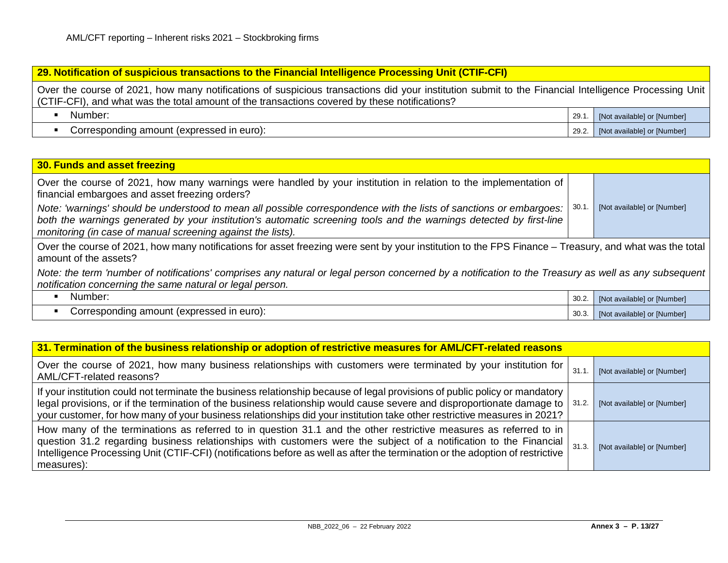## 29. Notification of suspicious transactions to the Financial Intelligence Processing Unit (CTIF-CFI)

Over the course of 2021, how many notifications of suspicious transactions did your institution submit to the Financial Intelligence Processing Unit (CTIF-CFI), and what was the total amount of the transactions covered by these notifications?

| | | |
|---|---|---|
| ▪ Number: | 29.1. | [Not available] or [Number] |
| ▪ Corresponding amount (expressed in euro): | 29.2. | [Not available] or [Number] |

## 30. Funds and asset freezing

| | | |
|---|---|---|
| Over the course of 2021, how many warnings were handled by your institution in relation to the implementation of financial embargoes and asset freezing orders?<br>*Note: 'warnings' should be understood to mean all possible correspondence with the lists of sanctions or embargoes: both the warnings generated by your institution's automatic screening tools and the warnings detected by first-line monitoring (in case of manual screening against the lists).* | 30.1. | [Not available] or [Number] |

Over the course of 2021, how many notifications for asset freezing were sent by your institution to the FPS Finance – Treasury, and what was the total amount of the assets?

*Note: the term 'number of notifications' comprises any natural or legal person concerned by a notification to the Treasury as well as any subsequent notification concerning the same natural or legal person.*

| | | |
|---|---|---|
| ▪ Number: | 30.2. | [Not available] or [Number] |
| ▪ Corresponding amount (expressed in euro): | 30.3. | [Not available] or [Number] |

## 31. Termination of the business relationship or adoption of restrictive measures for AML/CFT-related reasons

| | | |
|---|---|---|
| Over the course of 2021, how many business relationships with customers were terminated by your institution for AML/CFT-related reasons? | 31.1. | [Not available] or [Number] |
| If your institution could not terminate the business relationship because of legal provisions of public policy or mandatory legal provisions, or if the termination of the business relationship would cause severe and disproportionate damage to your customer, for how many of your business relationships did your institution take other restrictive measures in 2021? | 31.2. | [Not available] or [Number] |
| How many of the terminations as referred to in question 31.1 and the other restrictive measures as referred to in question 31.2 regarding business relationships with customers were the subject of a notification to the Financial Intelligence Processing Unit (CTIF-CFI) (notifications before as well as after the termination or the adoption of restrictive measures): | 31.3. | [Not available] or [Number] |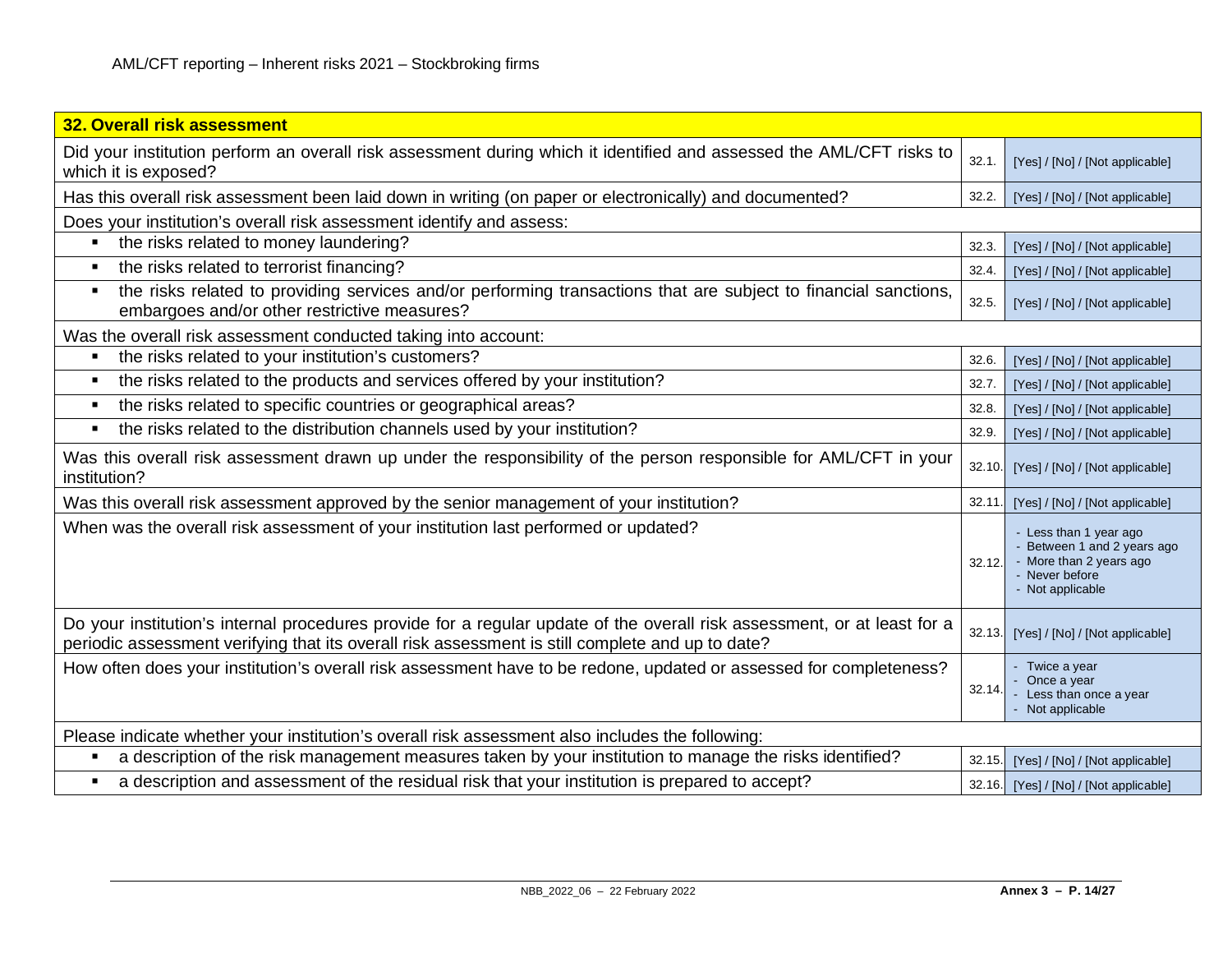| 32. Overall risk assessment | | |
|---|---|---|
| Did your institution perform an overall risk assessment during which it identified and assessed the AML/CFT risks to which it is exposed? | 32.1. | [Yes] / [No] / [Not applicable] |
| Has this overall risk assessment been laid down in writing (on paper or electronically) and documented? | 32.2. | [Yes] / [No] / [Not applicable] |
| Does your institution's overall risk assessment identify and assess: | | |
| ▪ the risks related to money laundering? | 32.3. | [Yes] / [No] / [Not applicable] |
| ▪ the risks related to terrorist financing? | 32.4. | [Yes] / [No] / [Not applicable] |
| ▪ the risks related to providing services and/or performing transactions that are subject to financial sanctions, embargoes and/or other restrictive measures? | 32.5. | [Yes] / [No] / [Not applicable] |
| Was the overall risk assessment conducted taking into account: | | |
| ▪ the risks related to your institution's customers? | 32.6. | [Yes] / [No] / [Not applicable] |
| ▪ the risks related to the products and services offered by your institution? | 32.7. | [Yes] / [No] / [Not applicable] |
| ▪ the risks related to specific countries or geographical areas? | 32.8. | [Yes] / [No] / [Not applicable] |
| ▪ the risks related to the distribution channels used by your institution? | 32.9. | [Yes] / [No] / [Not applicable] |
| Was this overall risk assessment drawn up under the responsibility of the person responsible for AML/CFT in your institution? | 32.10. | [Yes] / [No] / [Not applicable] |
| Was this overall risk assessment approved by the senior management of your institution? | 32.11. | [Yes] / [No] / [Not applicable] |
| When was the overall risk assessment of your institution last performed or updated? | 32.12. | - Less than 1 year ago<br>- Between 1 and 2 years ago<br>- More than 2 years ago<br>- Never before<br>- Not applicable |
| Do your institution's internal procedures provide for a regular update of the overall risk assessment, or at least for a periodic assessment verifying that its overall risk assessment is still complete and up to date? | 32.13. | [Yes] / [No] / [Not applicable] |
| How often does your institution's overall risk assessment have to be redone, updated or assessed for completeness? | 32.14. | - Twice a year<br>- Once a year<br>- Less than once a year<br>- Not applicable |
| Please indicate whether your institution's overall risk assessment also includes the following: | | |
| ▪ a description of the risk management measures taken by your institution to manage the risks identified? | 32.15. | [Yes] / [No] / [Not applicable] |
| ▪ a description and assessment of the residual risk that your institution is prepared to accept? | 32.16. | [Yes] / [No] / [Not applicable] |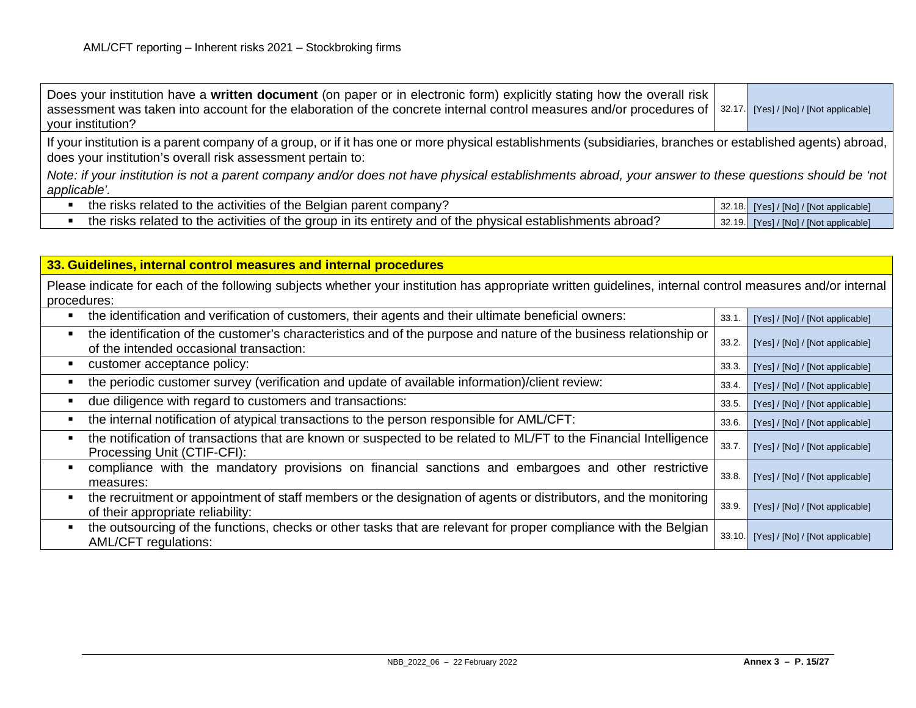| | | |
|---|---|---|
| Does your institution have a **written document** (on paper or in electronic form) explicitly stating how the overall risk assessment was taken into account for the elaboration of the concrete internal control measures and/or procedures of your institution? | 32.17. | [Yes] / [No] / [Not applicable] |

If your institution is a parent company of a group, or if it has one or more physical establishments (subsidiaries, branches or established agents) abroad, does your institution's overall risk assessment pertain to:

*Note: if your institution is not a parent company and/or does not have physical establishments abroad, your answer to these questions should be 'not applicable'.*

| | | |
|---|---|---|
| ▪ the risks related to the activities of the Belgian parent company? | 32.18. | [Yes] / [No] / [Not applicable] |
| ▪ the risks related to the activities of the group in its entirety and of the physical establishments abroad? | 32.19. | [Yes] / [No] / [Not applicable] |

## 33. Guidelines, internal control measures and internal procedures

Please indicate for each of the following subjects whether your institution has appropriate written guidelines, internal control measures and/or internal procedures:

| | | |
|---|---|---|
| ▪ the identification and verification of customers, their agents and their ultimate beneficial owners: | 33.1. | [Yes] / [No] / [Not applicable] |
| ▪ the identification of the customer's characteristics and of the purpose and nature of the business relationship or of the intended occasional transaction: | 33.2. | [Yes] / [No] / [Not applicable] |
| ▪ customer acceptance policy: | 33.3. | [Yes] / [No] / [Not applicable] |
| ▪ the periodic customer survey (verification and update of available information)/client review: | 33.4. | [Yes] / [No] / [Not applicable] |
| ▪ due diligence with regard to customers and transactions: | 33.5. | [Yes] / [No] / [Not applicable] |
| ▪ the internal notification of atypical transactions to the person responsible for AML/CFT: | 33.6. | [Yes] / [No] / [Not applicable] |
| ▪ the notification of transactions that are known or suspected to be related to ML/FT to the Financial Intelligence Processing Unit (CTIF-CFI): | 33.7. | [Yes] / [No] / [Not applicable] |
| ▪ compliance with the mandatory provisions on financial sanctions and embargoes and other restrictive measures: | 33.8. | [Yes] / [No] / [Not applicable] |
| ▪ the recruitment or appointment of staff members or the designation of agents or distributors, and the monitoring of their appropriate reliability: | 33.9. | [Yes] / [No] / [Not applicable] |
| ▪ the outsourcing of the functions, checks or other tasks that are relevant for proper compliance with the Belgian AML/CFT regulations: | 33.10. | [Yes] / [No] / [Not applicable] |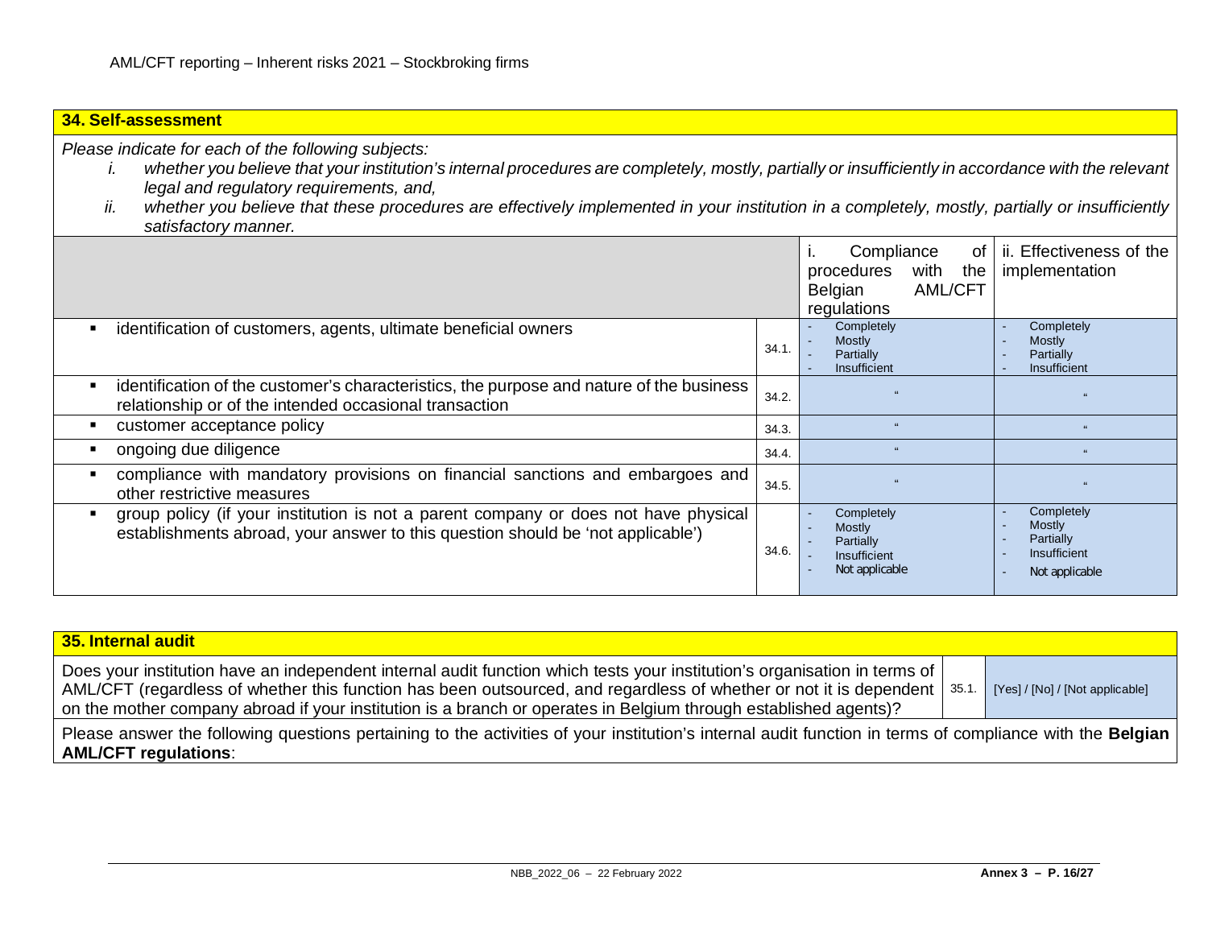## 34. Self-assessment

*Please indicate for each of the following subjects:*

- *i. whether you believe that your institution's internal procedures are completely, mostly, partially or insufficiently in accordance with the relevant legal and regulatory requirements, and,*
- *ii. whether you believe that these procedures are effectively implemented in your institution in a completely, mostly, partially or insufficiently satisfactory manner.*

| | | i. Compliance of procedures with the Belgian AML/CFT regulations | ii. Effectiveness of the implementation |
|---|---|---|---|
| ▪ identification of customers, agents, ultimate beneficial owners | 34.1. | - Completely<br>- Mostly<br>- Partially<br>- Insufficient | - Completely<br>- Mostly<br>- Partially<br>- Insufficient |
| ▪ identification of the customer's characteristics, the purpose and nature of the business relationship or of the intended occasional transaction | 34.2. | " | " |
| ▪ customer acceptance policy | 34.3. | " | " |
| ▪ ongoing due diligence | 34.4. | " | " |
| ▪ compliance with mandatory provisions on financial sanctions and embargoes and other restrictive measures | 34.5. | " | " |
| ▪ group policy (if your institution is not a parent company or does not have physical establishments abroad, your answer to this question should be 'not applicable') | 34.6. | - Completely<br>- Mostly<br>- Partially<br>- Insufficient<br>- Not applicable | - Completely<br>- Mostly<br>- Partially<br>- Insufficient<br>- Not applicable |

## 35. Internal audit

| | | |
|---|---|---|
| Does your institution have an independent internal audit function which tests your institution's organisation in terms of AML/CFT (regardless of whether this function has been outsourced, and regardless of whether or not it is dependent on the mother company abroad if your institution is a branch or operates in Belgium through established agents)? | 35.1. | [Yes] / [No] / [Not applicable] |

Please answer the following questions pertaining to the activities of your institution's internal audit function in terms of compliance with the **Belgian AML/CFT regulations**: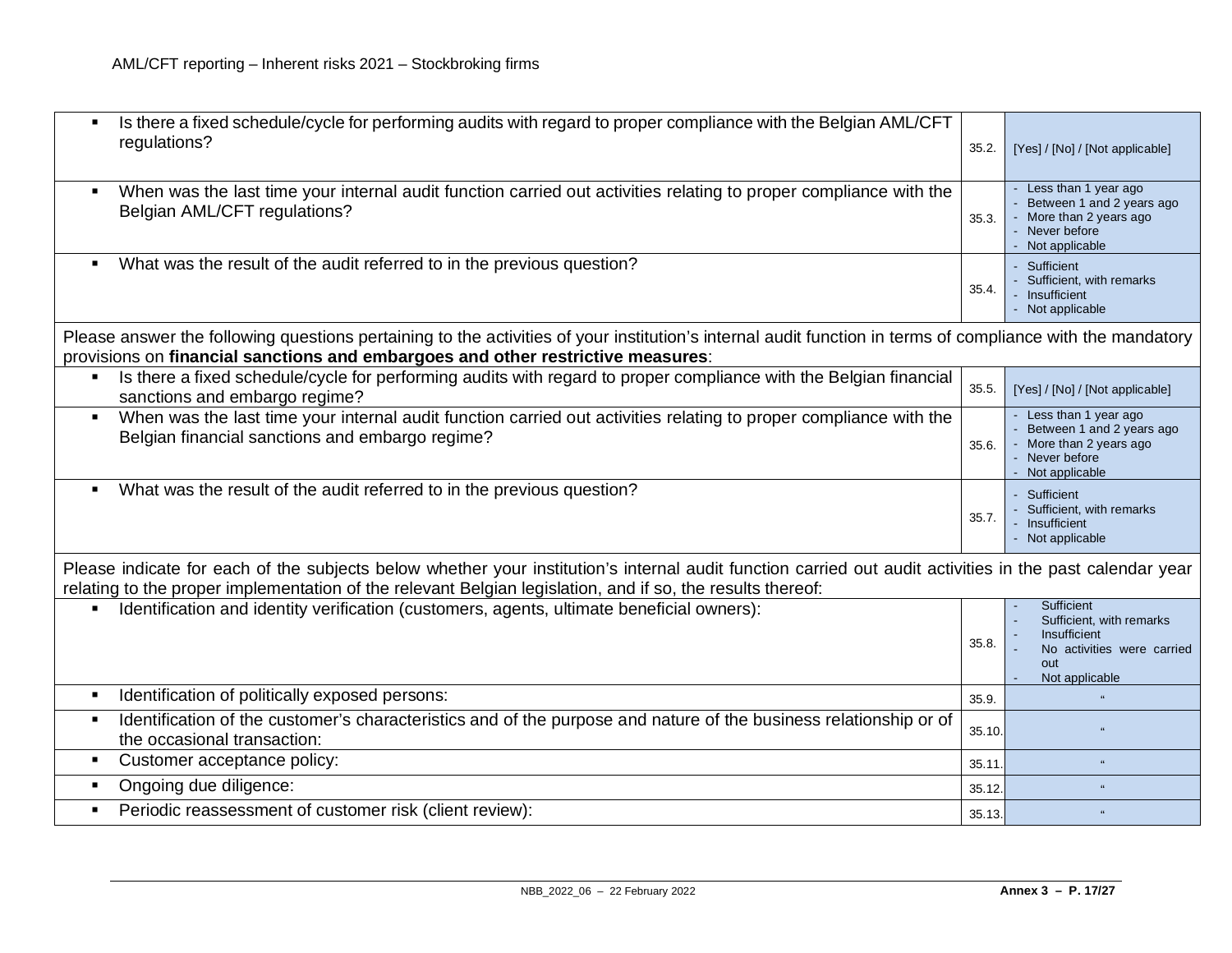| Question | No. | Answer |
|---|---|---|
| ▪ Is there a fixed schedule/cycle for performing audits with regard to proper compliance with the Belgian AML/CFT regulations? | 35.2. | [Yes] / [No] / [Not applicable] |
| ▪ When was the last time your internal audit function carried out activities relating to proper compliance with the Belgian AML/CFT regulations? | 35.3. | - Less than 1 year ago<br>- Between 1 and 2 years ago<br>- More than 2 years ago<br>- Never before<br>- Not applicable |
| ▪ What was the result of the audit referred to in the previous question? | 35.4. | - Sufficient<br>- Sufficient, with remarks<br>- Insufficient<br>- Not applicable |
| Please answer the following questions pertaining to the activities of your institution's internal audit function in terms of compliance with the mandatory provisions on **financial sanctions and embargoes and other restrictive measures**: | | |
| ▪ Is there a fixed schedule/cycle for performing audits with regard to proper compliance with the Belgian financial sanctions and embargo regime? | 35.5. | [Yes] / [No] / [Not applicable] |
| ▪ When was the last time your internal audit function carried out activities relating to proper compliance with the Belgian financial sanctions and embargo regime? | 35.6. | - Less than 1 year ago<br>- Between 1 and 2 years ago<br>- More than 2 years ago<br>- Never before<br>- Not applicable |
| ▪ What was the result of the audit referred to in the previous question? | 35.7. | - Sufficient<br>- Sufficient, with remarks<br>- Insufficient<br>- Not applicable |
| Please indicate for each of the subjects below whether your institution's internal audit function carried out audit activities in the past calendar year relating to the proper implementation of the relevant Belgian legislation, and if so, the results thereof: | | |
| ▪ Identification and identity verification (customers, agents, ultimate beneficial owners): | 35.8. | - Sufficient<br>- Sufficient, with remarks<br>- Insufficient<br>- No activities were carried out<br>- Not applicable |
| ▪ Identification of politically exposed persons: | 35.9. | " |
| ▪ Identification of the customer's characteristics and of the purpose and nature of the business relationship or of the occasional transaction: | 35.10. | " |
| ▪ Customer acceptance policy: | 35.11. | " |
| ▪ Ongoing due diligence: | 35.12. | " |
| ▪ Periodic reassessment of customer risk (client review): | 35.13. | " |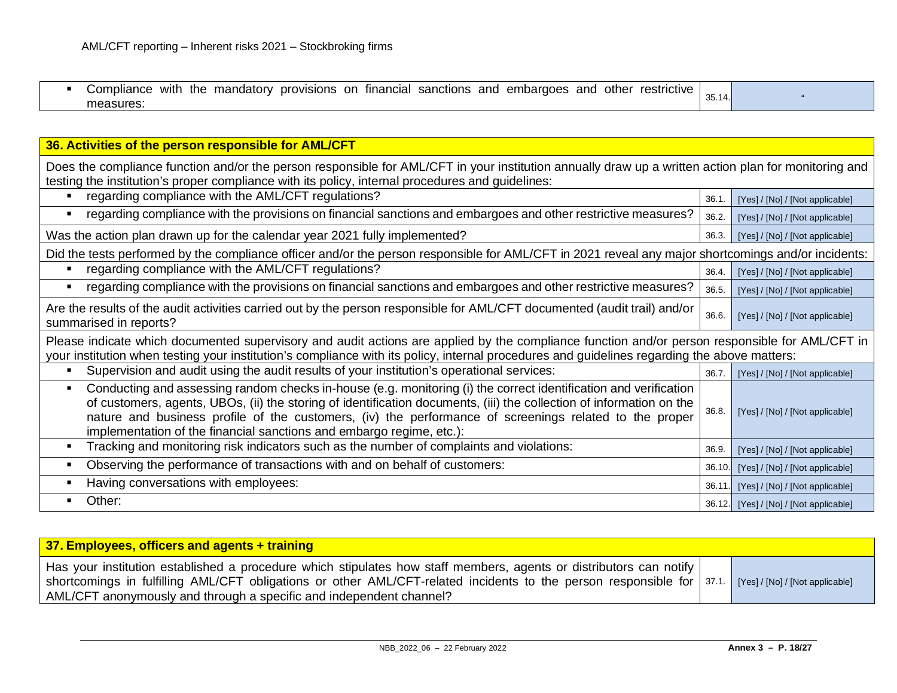| | | |
|---|---|---|
| ▪ Compliance with the mandatory provisions on financial sanctions and embargoes and other restrictive measures: | 35.14. | " |

| 36. Activities of the person responsible for AML/CFT | | |
|---|---|---|
| Does the compliance function and/or the person responsible for AML/CFT in your institution annually draw up a written action plan for monitoring and testing the institution's proper compliance with its policy, internal procedures and guidelines: | | |
| ▪ regarding compliance with the AML/CFT regulations? | 36.1. | [Yes] / [No] / [Not applicable] |
| ▪ regarding compliance with the provisions on financial sanctions and embargoes and other restrictive measures? | 36.2. | [Yes] / [No] / [Not applicable] |
| Was the action plan drawn up for the calendar year 2021 fully implemented? | 36.3. | [Yes] / [No] / [Not applicable] |
| Did the tests performed by the compliance officer and/or the person responsible for AML/CFT in 2021 reveal any major shortcomings and/or incidents: | | |
| ▪ regarding compliance with the AML/CFT regulations? | 36.4. | [Yes] / [No] / [Not applicable] |
| ▪ regarding compliance with the provisions on financial sanctions and embargoes and other restrictive measures? | 36.5. | [Yes] / [No] / [Not applicable] |
| Are the results of the audit activities carried out by the person responsible for AML/CFT documented (audit trail) and/or summarised in reports? | 36.6. | [Yes] / [No] / [Not applicable] |
| Please indicate which documented supervisory and audit actions are applied by the compliance function and/or person responsible for AML/CFT in your institution when testing your institution's compliance with its policy, internal procedures and guidelines regarding the above matters: | | |
| ▪ Supervision and audit using the audit results of your institution's operational services: | 36.7. | [Yes] / [No] / [Not applicable] |
| ▪ Conducting and assessing random checks in-house (e.g. monitoring (i) the correct identification and verification of customers, agents, UBOs, (ii) the storing of identification documents, (iii) the collection of information on the nature and business profile of the customers, (iv) the performance of screenings related to the proper implementation of the financial sanctions and embargo regime, etc.): | 36.8. | [Yes] / [No] / [Not applicable] |
| ▪ Tracking and monitoring risk indicators such as the number of complaints and violations: | 36.9. | [Yes] / [No] / [Not applicable] |
| ▪ Observing the performance of transactions with and on behalf of customers: | 36.10. | [Yes] / [No] / [Not applicable] |
| ▪ Having conversations with employees: | 36.11. | [Yes] / [No] / [Not applicable] |
| ▪ Other: | 36.12. | [Yes] / [No] / [Not applicable] |

| 37. Employees, officers and agents + training | | |
|---|---|---|
| Has your institution established a procedure which stipulates how staff members, agents or distributors can notify shortcomings in fulfilling AML/CFT obligations or other AML/CFT-related incidents to the person responsible for AML/CFT anonymously and through a specific and independent channel? | 37.1. | [Yes] / [No] / [Not applicable] |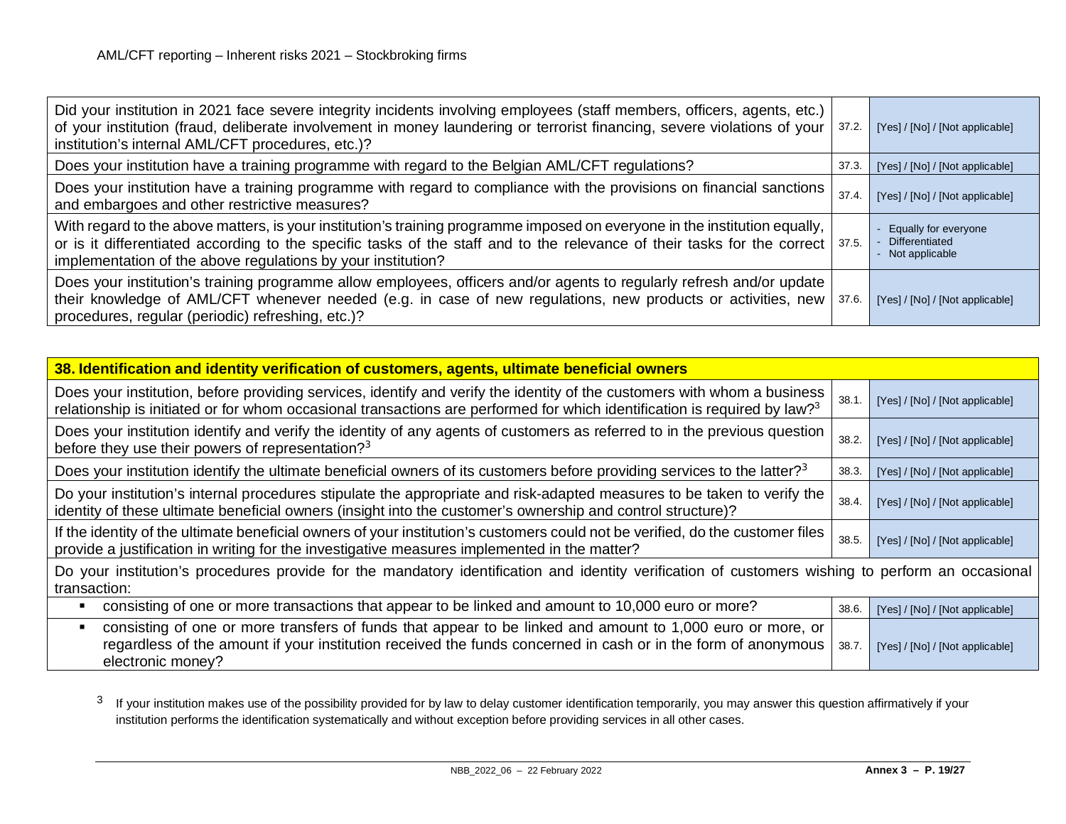| | | |
|---|---|---|
| Did your institution in 2021 face severe integrity incidents involving employees (staff members, officers, agents, etc.) of your institution (fraud, deliberate involvement in money laundering or terrorist financing, severe violations of your institution's internal AML/CFT procedures, etc.)? | 37.2. | [Yes] / [No] / [Not applicable] |
| Does your institution have a training programme with regard to the Belgian AML/CFT regulations? | 37.3. | [Yes] / [No] / [Not applicable] |
| Does your institution have a training programme with regard to compliance with the provisions on financial sanctions and embargoes and other restrictive measures? | 37.4. | [Yes] / [No] / [Not applicable] |
| With regard to the above matters, is your institution's training programme imposed on everyone in the institution equally, or is it differentiated according to the specific tasks of the staff and to the relevance of their tasks for the correct implementation of the above regulations by your institution? | 37.5. | - Equally for everyone<br>- Differentiated<br>- Not applicable |
| Does your institution's training programme allow employees, officers and/or agents to regularly refresh and/or update their knowledge of AML/CFT whenever needed (e.g. in case of new regulations, new products or activities, new procedures, regular (periodic) refreshing, etc.)? | 37.6. | [Yes] / [No] / [Not applicable] |

| **38. Identification and identity verification of customers, agents, ultimate beneficial owners** | | |
|---|---|---|
| Does your institution, before providing services, identify and verify the identity of the customers with whom a business relationship is initiated or for whom occasional transactions are performed for which identification is required by law?[3] | 38.1. | [Yes] / [No] / [Not applicable] |
| Does your institution identify and verify the identity of any agents of customers as referred to in the previous question before they use their powers of representation?[3] | 38.2. | [Yes] / [No] / [Not applicable] |
| Does your institution identify the ultimate beneficial owners of its customers before providing services to the latter?[3] | 38.3. | [Yes] / [No] / [Not applicable] |
| Do your institution's internal procedures stipulate the appropriate and risk-adapted measures to be taken to verify the identity of these ultimate beneficial owners (insight into the customer's ownership and control structure)? | 38.4. | [Yes] / [No] / [Not applicable] |
| If the identity of the ultimate beneficial owners of your institution's customers could not be verified, do the customer files provide a justification in writing for the investigative measures implemented in the matter? | 38.5. | [Yes] / [No] / [Not applicable] |
| Do your institution's procedures provide for the mandatory identification and identity verification of customers wishing to perform an occasional transaction: | | |
| ▪ consisting of one or more transactions that appear to be linked and amount to 10,000 euro or more? | 38.6. | [Yes] / [No] / [Not applicable] |
| ▪ consisting of one or more transfers of funds that appear to be linked and amount to 1,000 euro or more, or regardless of the amount if your institution received the funds concerned in cash or in the form of anonymous electronic money? | 38.7. | [Yes] / [No] / [Not applicable] |

[3] If your institution makes use of the possibility provided for by law to delay customer identification temporarily, you may answer this question affirmatively if your institution performs the identification systematically and without exception before providing services in all other cases.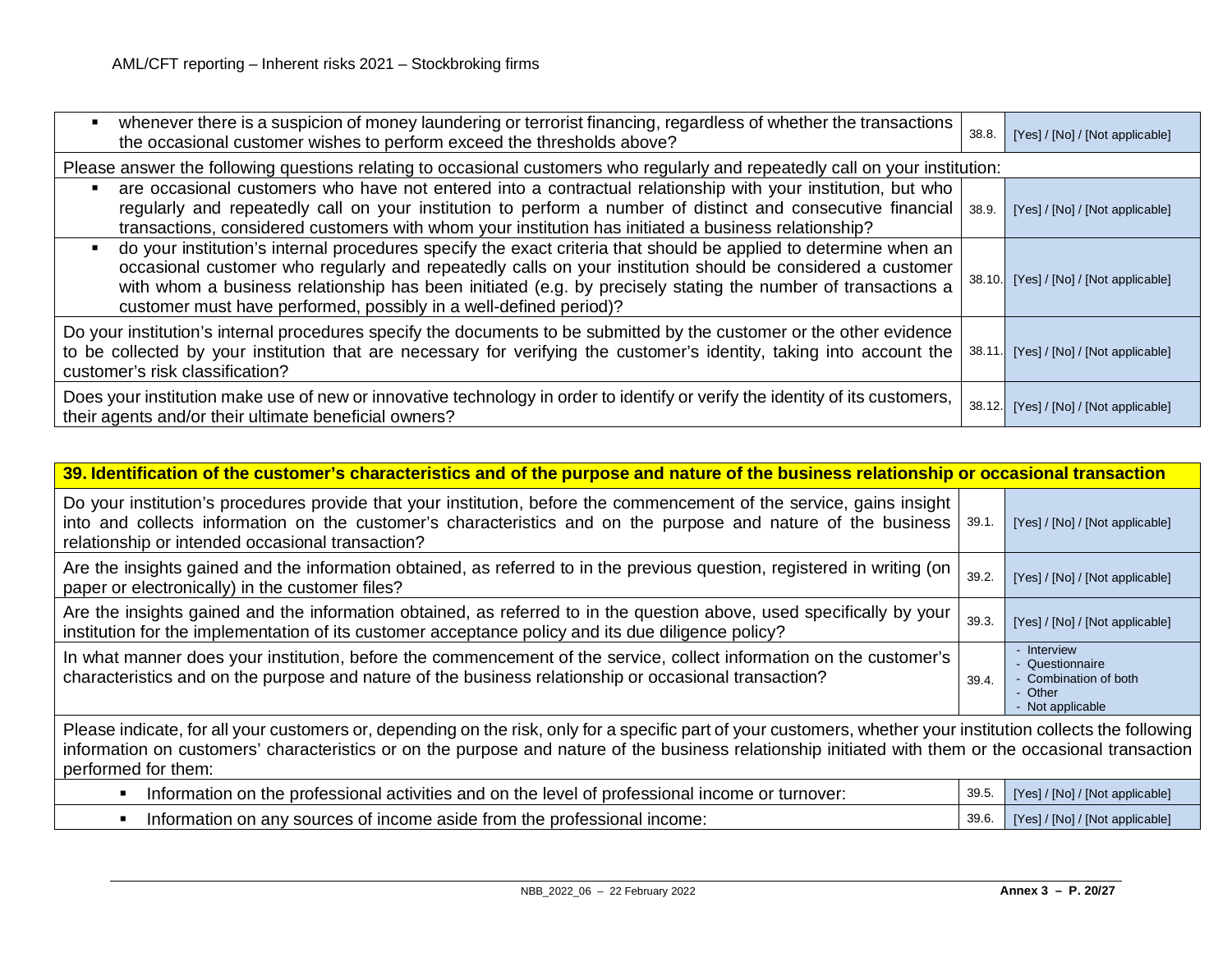| | | |
|---|---|---|
| ▪ whenever there is a suspicion of money laundering or terrorist financing, regardless of whether the transactions the occasional customer wishes to perform exceed the thresholds above? | 38.8. | [Yes] / [No] / [Not applicable] |
| Please answer the following questions relating to occasional customers who regularly and repeatedly call on your institution: | | |
| ▪ are occasional customers who have not entered into a contractual relationship with your institution, but who regularly and repeatedly call on your institution to perform a number of distinct and consecutive financial transactions, considered customers with whom your institution has initiated a business relationship? | 38.9. | [Yes] / [No] / [Not applicable] |
| ▪ do your institution's internal procedures specify the exact criteria that should be applied to determine when an occasional customer who regularly and repeatedly calls on your institution should be considered a customer with whom a business relationship has been initiated (e.g. by precisely stating the number of transactions a customer must have performed, possibly in a well-defined period)? | 38.10. | [Yes] / [No] / [Not applicable] |
| Do your institution's internal procedures specify the documents to be submitted by the customer or the other evidence to be collected by your institution that are necessary for verifying the customer's identity, taking into account the customer's risk classification? | 38.11. | [Yes] / [No] / [Not applicable] |
| Does your institution make use of new or innovative technology in order to identify or verify the identity of its customers, their agents and/or their ultimate beneficial owners? | 38.12. | [Yes] / [No] / [Not applicable] |

| **39. Identification of the customer's characteristics and of the purpose and nature of the business relationship or occasional transaction** | | |
|---|---|---|
| Do your institution's procedures provide that your institution, before the commencement of the service, gains insight into and collects information on the customer's characteristics and on the purpose and nature of the business relationship or intended occasional transaction? | 39.1. | [Yes] / [No] / [Not applicable] |
| Are the insights gained and the information obtained, as referred to in the previous question, registered in writing (on paper or electronically) in the customer files? | 39.2. | [Yes] / [No] / [Not applicable] |
| Are the insights gained and the information obtained, as referred to in the question above, used specifically by your institution for the implementation of its customer acceptance policy and its due diligence policy? | 39.3. | [Yes] / [No] / [Not applicable] |
| In what manner does your institution, before the commencement of the service, collect information on the customer's characteristics and on the purpose and nature of the business relationship or occasional transaction? | 39.4. | - Interview<br>- Questionnaire<br>- Combination of both<br>- Other<br>- Not applicable |
| Please indicate, for all your customers or, depending on the risk, only for a specific part of your customers, whether your institution collects the following information on customers' characteristics or on the purpose and nature of the business relationship initiated with them or the occasional transaction performed for them: | | |
| ▪ Information on the professional activities and on the level of professional income or turnover: | 39.5. | [Yes] / [No] / [Not applicable] |
| ▪ Information on any sources of income aside from the professional income: | 39.6. | [Yes] / [No] / [Not applicable] |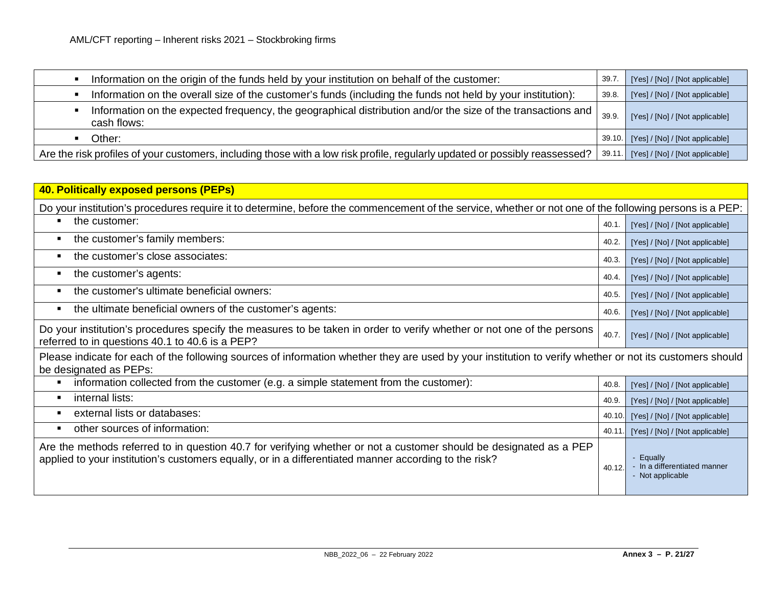| | | |
|---|---|---|
| ▪ Information on the origin of the funds held by your institution on behalf of the customer: | 39.7. | [Yes] / [No] / [Not applicable] |
| ▪ Information on the overall size of the customer's funds (including the funds not held by your institution): | 39.8. | [Yes] / [No] / [Not applicable] |
| ▪ Information on the expected frequency, the geographical distribution and/or the size of the transactions and cash flows: | 39.9. | [Yes] / [No] / [Not applicable] |
| ▪ Other: | 39.10. | [Yes] / [No] / [Not applicable] |
| Are the risk profiles of your customers, including those with a low risk profile, regularly updated or possibly reassessed? | 39.11. | [Yes] / [No] / [Not applicable] |

| **40. Politically exposed persons (PEPs)** | | |
|---|---|---|
| Do your institution's procedures require it to determine, before the commencement of the service, whether or not one of the following persons is a PEP: | | |
| ▪ the customer: | 40.1. | [Yes] / [No] / [Not applicable] |
| ▪ the customer's family members: | 40.2. | [Yes] / [No] / [Not applicable] |
| ▪ the customer's close associates: | 40.3. | [Yes] / [No] / [Not applicable] |
| ▪ the customer's agents: | 40.4. | [Yes] / [No] / [Not applicable] |
| ▪ the customer's ultimate beneficial owners: | 40.5. | [Yes] / [No] / [Not applicable] |
| ▪ the ultimate beneficial owners of the customer's agents: | 40.6. | [Yes] / [No] / [Not applicable] |
| Do your institution's procedures specify the measures to be taken in order to verify whether or not one of the persons referred to in questions 40.1 to 40.6 is a PEP? | 40.7. | [Yes] / [No] / [Not applicable] |
| Please indicate for each of the following sources of information whether they are used by your institution to verify whether or not its customers should be designated as PEPs: | | |
| ▪ information collected from the customer (e.g. a simple statement from the customer): | 40.8. | [Yes] / [No] / [Not applicable] |
| ▪ internal lists: | 40.9. | [Yes] / [No] / [Not applicable] |
| ▪ external lists or databases: | 40.10. | [Yes] / [No] / [Not applicable] |
| ▪ other sources of information: | 40.11. | [Yes] / [No] / [Not applicable] |
| Are the methods referred to in question 40.7 for verifying whether or not a customer should be designated as a PEP applied to your institution's customers equally, or in a differentiated manner according to the risk? | 40.12. | - Equally<br>- In a differentiated manner<br>- Not applicable |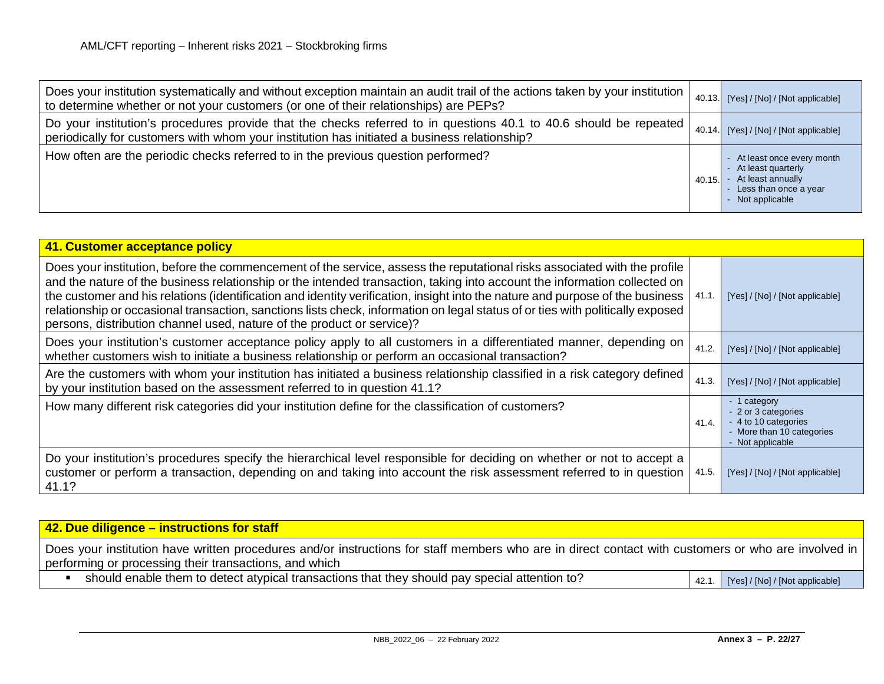| | | |
|---|---|---|
| Does your institution systematically and without exception maintain an audit trail of the actions taken by your institution to determine whether or not your customers (or one of their relationships) are PEPs? | 40.13. | [Yes] / [No] / [Not applicable] |
| Do your institution's procedures provide that the checks referred to in questions 40.1 to 40.6 should be repeated periodically for customers with whom your institution has initiated a business relationship? | 40.14. | [Yes] / [No] / [Not applicable] |
| How often are the periodic checks referred to in the previous question performed? | 40.15. | - At least once every month<br>- At least quarterly<br>- At least annually<br>- Less than once a year<br>- Not applicable |

## 41. Customer acceptance policy

| | | |
|---|---|---|
| Does your institution, before the commencement of the service, assess the reputational risks associated with the profile and the nature of the business relationship or the intended transaction, taking into account the information collected on the customer and his relations (identification and identity verification, insight into the nature and purpose of the business relationship or occasional transaction, sanctions lists check, information on legal status of or ties with politically exposed persons, distribution channel used, nature of the product or service)? | 41.1. | [Yes] / [No] / [Not applicable] |
| Does your institution's customer acceptance policy apply to all customers in a differentiated manner, depending on whether customers wish to initiate a business relationship or perform an occasional transaction? | 41.2. | [Yes] / [No] / [Not applicable] |
| Are the customers with whom your institution has initiated a business relationship classified in a risk category defined by your institution based on the assessment referred to in question 41.1? | 41.3. | [Yes] / [No] / [Not applicable] |
| How many different risk categories did your institution define for the classification of customers? | 41.4. | - 1 category<br>- 2 or 3 categories<br>- 4 to 10 categories<br>- More than 10 categories<br>- Not applicable |
| Do your institution's procedures specify the hierarchical level responsible for deciding on whether or not to accept a customer or perform a transaction, depending on and taking into account the risk assessment referred to in question 41.1? | 41.5. | [Yes] / [No] / [Not applicable] |

## 42. Due diligence – instructions for staff

Does your institution have written procedures and/or instructions for staff members who are in direct contact with customers or who are involved in performing or processing their transactions, and which

| | | |
|---|---|---|
| ▪ should enable them to detect atypical transactions that they should pay special attention to? | 42.1. | [Yes] / [No] / [Not applicable] |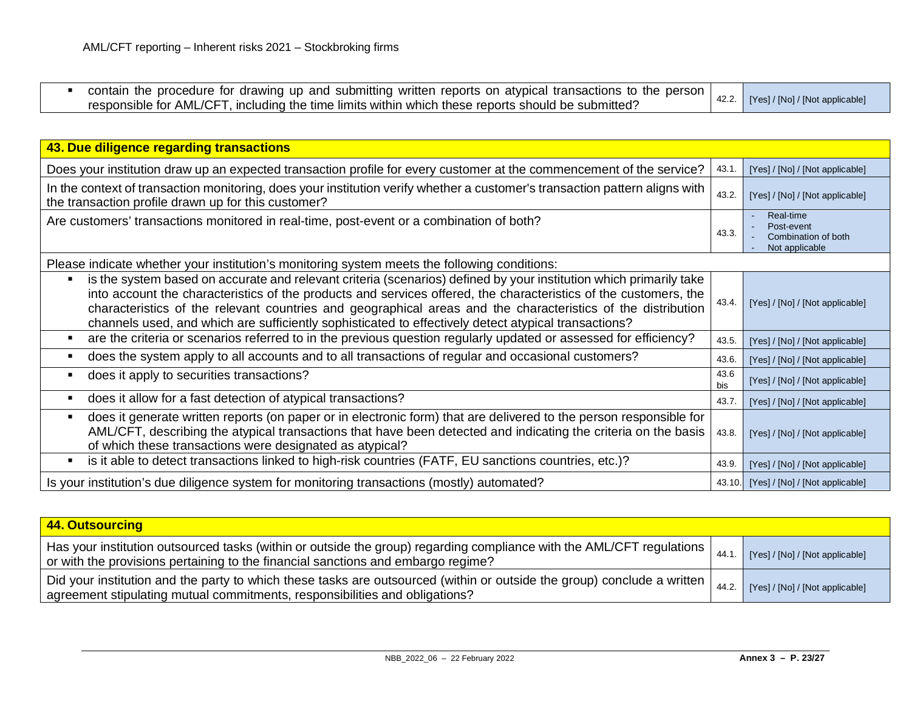| | | |
|---|---|---|
| ▪ contain the procedure for drawing up and submitting written reports on atypical transactions to the person responsible for AML/CFT, including the time limits within which these reports should be submitted? | 42.2. | [Yes] / [No] / [Not applicable] |

| **43. Due diligence regarding transactions** | | |
|---|---|---|
| Does your institution draw up an expected transaction profile for every customer at the commencement of the service? | 43.1. | [Yes] / [No] / [Not applicable] |
| In the context of transaction monitoring, does your institution verify whether a customer's transaction pattern aligns with the transaction profile drawn up for this customer? | 43.2. | [Yes] / [No] / [Not applicable] |
| Are customers' transactions monitored in real-time, post-event or a combination of both? | 43.3. | - Real-time<br>- Post-event<br>- Combination of both<br>- Not applicable |
| Please indicate whether your institution's monitoring system meets the following conditions: | | |
| ▪ is the system based on accurate and relevant criteria (scenarios) defined by your institution which primarily take into account the characteristics of the products and services offered, the characteristics of the customers, the characteristics of the relevant countries and geographical areas and the characteristics of the distribution channels used, and which are sufficiently sophisticated to effectively detect atypical transactions? | 43.4. | [Yes] / [No] / [Not applicable] |
| ▪ are the criteria or scenarios referred to in the previous question regularly updated or assessed for efficiency? | 43.5. | [Yes] / [No] / [Not applicable] |
| ▪ does the system apply to all accounts and to all transactions of regular and occasional customers? | 43.6. | [Yes] / [No] / [Not applicable] |
| ▪ does it apply to securities transactions? | 43.6 bis | [Yes] / [No] / [Not applicable] |
| ▪ does it allow for a fast detection of atypical transactions? | 43.7. | [Yes] / [No] / [Not applicable] |
| ▪ does it generate written reports (on paper or in electronic form) that are delivered to the person responsible for AML/CFT, describing the atypical transactions that have been detected and indicating the criteria on the basis of which these transactions were designated as atypical? | 43.8. | [Yes] / [No] / [Not applicable] |
| ▪ is it able to detect transactions linked to high-risk countries (FATF, EU sanctions countries, etc.)? | 43.9. | [Yes] / [No] / [Not applicable] |
| Is your institution's due diligence system for monitoring transactions (mostly) automated? | 43.10. | [Yes] / [No] / [Not applicable] |

| **44. Outsourcing** | | |
|---|---|---|
| Has your institution outsourced tasks (within or outside the group) regarding compliance with the AML/CFT regulations or with the provisions pertaining to the financial sanctions and embargo regime? | 44.1. | [Yes] / [No] / [Not applicable] |
| Did your institution and the party to which these tasks are outsourced (within or outside the group) conclude a written agreement stipulating mutual commitments, responsibilities and obligations? | 44.2. | [Yes] / [No] / [Not applicable] |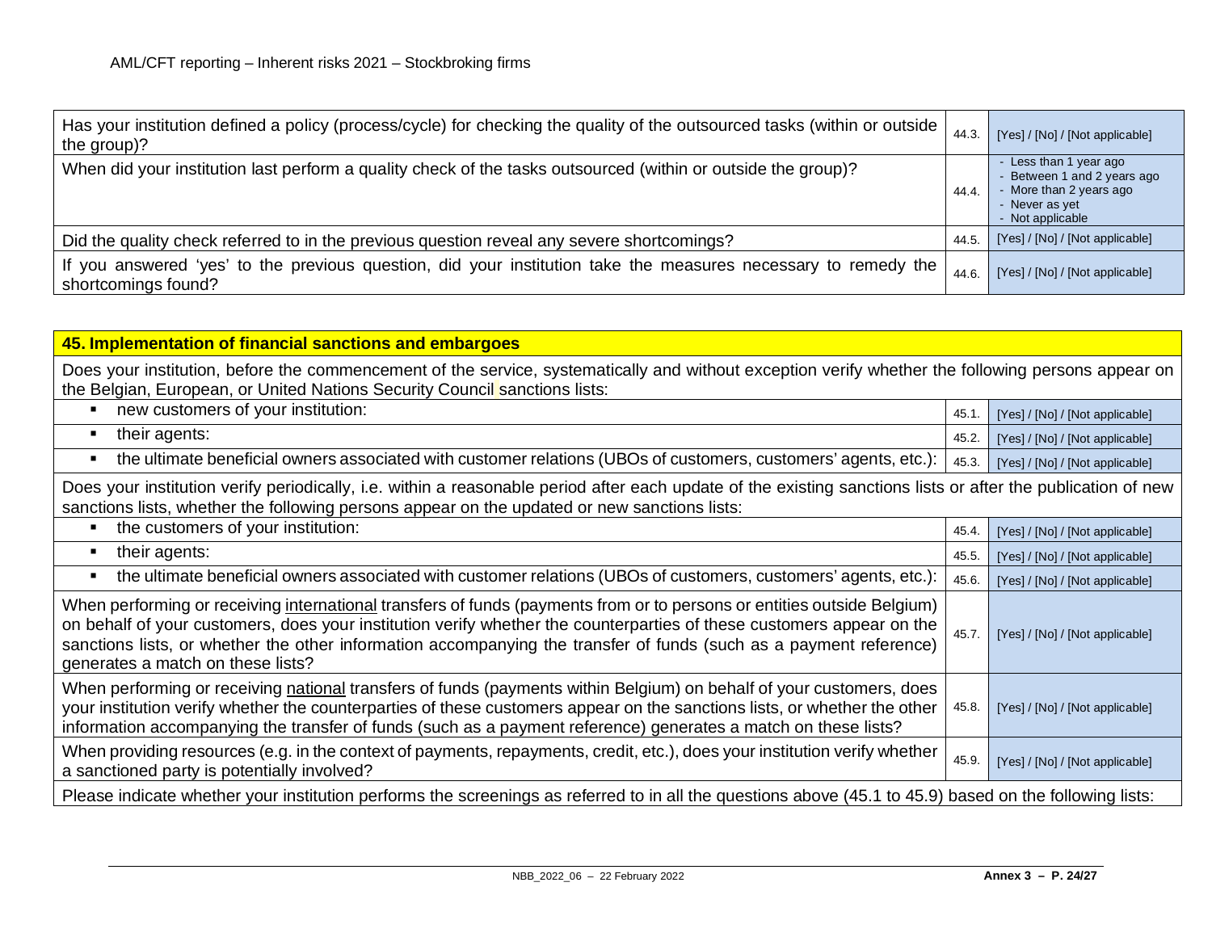| | | |
|---|---|---|
| Has your institution defined a policy (process/cycle) for checking the quality of the outsourced tasks (within or outside the group)? | 44.3. | [Yes] / [No] / [Not applicable] |
| When did your institution last perform a quality check of the tasks outsourced (within or outside the group)? | 44.4. | - Less than 1 year ago<br>- Between 1 and 2 years ago<br>- More than 2 years ago<br>- Never as yet<br>- Not applicable |
| Did the quality check referred to in the previous question reveal any severe shortcomings? | 44.5. | [Yes] / [No] / [Not applicable] |
| If you answered 'yes' to the previous question, did your institution take the measures necessary to remedy the shortcomings found? | 44.6. | [Yes] / [No] / [Not applicable] |

| **45. Implementation of financial sanctions and embargoes** | | |
|---|---|---|
| Does your institution, before the commencement of the service, systematically and without exception verify whether the following persons appear on the Belgian, European, or United Nations Security Council sanctions lists: | | |
| ▪ new customers of your institution: | 45.1. | [Yes] / [No] / [Not applicable] |
| ▪ their agents: | 45.2. | [Yes] / [No] / [Not applicable] |
| ▪ the ultimate beneficial owners associated with customer relations (UBOs of customers, customers' agents, etc.): | 45.3. | [Yes] / [No] / [Not applicable] |
| Does your institution verify periodically, i.e. within a reasonable period after each update of the existing sanctions lists or after the publication of new sanctions lists, whether the following persons appear on the updated or new sanctions lists: | | |
| ▪ the customers of your institution: | 45.4. | [Yes] / [No] / [Not applicable] |
| ▪ their agents: | 45.5. | [Yes] / [No] / [Not applicable] |
| ▪ the ultimate beneficial owners associated with customer relations (UBOs of customers, customers' agents, etc.): | 45.6. | [Yes] / [No] / [Not applicable] |
| When performing or receiving international transfers of funds (payments from or to persons or entities outside Belgium) on behalf of your customers, does your institution verify whether the counterparties of these customers appear on the sanctions lists, or whether the other information accompanying the transfer of funds (such as a payment reference) generates a match on these lists? | 45.7. | [Yes] / [No] / [Not applicable] |
| When performing or receiving national transfers of funds (payments within Belgium) on behalf of your customers, does your institution verify whether the counterparties of these customers appear on the sanctions lists, or whether the other information accompanying the transfer of funds (such as a payment reference) generates a match on these lists? | 45.8. | [Yes] / [No] / [Not applicable] |
| When providing resources (e.g. in the context of payments, repayments, credit, etc.), does your institution verify whether a sanctioned party is potentially involved? | 45.9. | [Yes] / [No] / [Not applicable] |
| Please indicate whether your institution performs the screenings as referred to in all the questions above (45.1 to 45.9) based on the following lists: | | |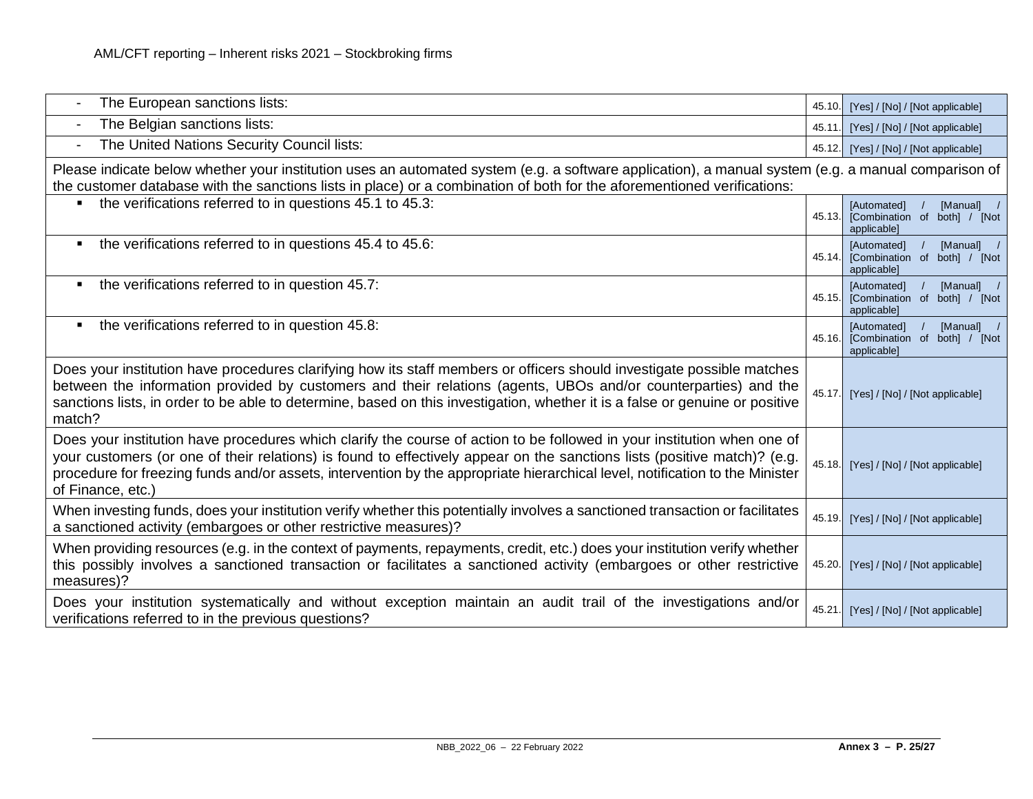| | | |
|---|---|---|
| - The European sanctions lists: | 45.10. | [Yes] / [No] / [Not applicable] |
| - The Belgian sanctions lists: | 45.11. | [Yes] / [No] / [Not applicable] |
| - The United Nations Security Council lists: | 45.12. | [Yes] / [No] / [Not applicable] |
| Please indicate below whether your institution uses an automated system (e.g. a software application), a manual system (e.g. a manual comparison of the customer database with the sanctions lists in place) or a combination of both for the aforementioned verifications: | | |
| ▪ the verifications referred to in questions 45.1 to 45.3: | 45.13. | [Automated] / [Manual] / [Combination of both] / [Not applicable] |
| ▪ the verifications referred to in questions 45.4 to 45.6: | 45.14. | [Automated] / [Manual] / [Combination of both] / [Not applicable] |
| ▪ the verifications referred to in question 45.7: | 45.15. | [Automated] / [Manual] / [Combination of both] / [Not applicable] |
| ▪ the verifications referred to in question 45.8: | 45.16. | [Automated] / [Manual] / [Combination of both] / [Not applicable] |
| Does your institution have procedures clarifying how its staff members or officers should investigate possible matches between the information provided by customers and their relations (agents, UBOs and/or counterparties) and the sanctions lists, in order to be able to determine, based on this investigation, whether it is a false or genuine or positive match? | 45.17. | [Yes] / [No] / [Not applicable] |
| Does your institution have procedures which clarify the course of action to be followed in your institution when one of your customers (or one of their relations) is found to effectively appear on the sanctions lists (positive match)? (e.g. procedure for freezing funds and/or assets, intervention by the appropriate hierarchical level, notification to the Minister of Finance, etc.) | 45.18. | [Yes] / [No] / [Not applicable] |
| When investing funds, does your institution verify whether this potentially involves a sanctioned transaction or facilitates a sanctioned activity (embargoes or other restrictive measures)? | 45.19. | [Yes] / [No] / [Not applicable] |
| When providing resources (e.g. in the context of payments, repayments, credit, etc.) does your institution verify whether this possibly involves a sanctioned transaction or facilitates a sanctioned activity (embargoes or other restrictive measures)? | 45.20. | [Yes] / [No] / [Not applicable] |
| Does your institution systematically and without exception maintain an audit trail of the investigations and/or verifications referred to in the previous questions? | 45.21. | [Yes] / [No] / [Not applicable] |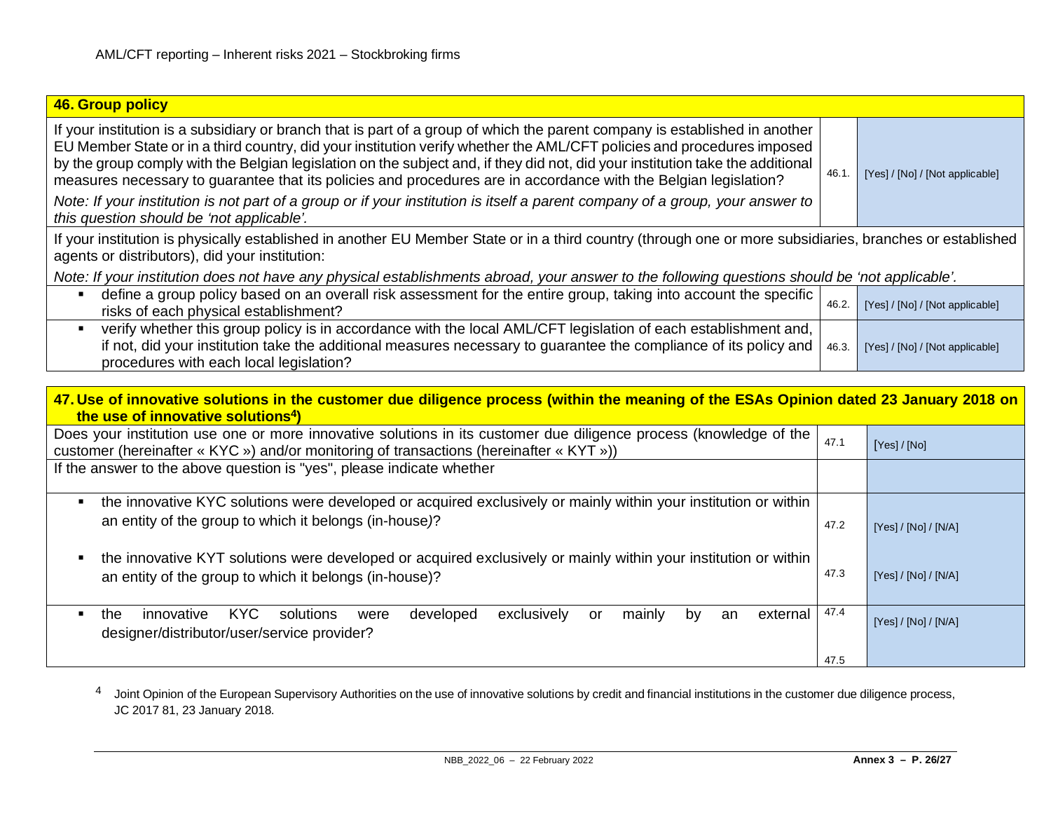| **46. Group policy** | | |
|---|---|---|
| If your institution is a subsidiary or branch that is part of a group of which the parent company is established in another EU Member State or in a third country, did your institution verify whether the AML/CFT policies and procedures imposed by the group comply with the Belgian legislation on the subject and, if they did not, did your institution take the additional measures necessary to guarantee that its policies and procedures are in accordance with the Belgian legislation?<br>*Note: If your institution is not part of a group or if your institution is itself a parent company of a group, your answer to this question should be 'not applicable'.* | 46.1. | [Yes] / [No] / [Not applicable] |
| If your institution is physically established in another EU Member State or in a third country (through one or more subsidiaries, branches or established agents or distributors), did your institution:<br>*Note: If your institution does not have any physical establishments abroad, your answer to the following questions should be 'not applicable'.* | | |
| ▪ define a group policy based on an overall risk assessment for the entire group, taking into account the specific risks of each physical establishment? | 46.2. | [Yes] / [No] / [Not applicable] |
| ▪ verify whether this group policy is in accordance with the local AML/CFT legislation of each establishment and, if not, did your institution take the additional measures necessary to guarantee the compliance of its policy and procedures with each local legislation? | 46.3. | [Yes] / [No] / [Not applicable] |

| **47. Use of innovative solutions in the customer due diligence process (within the meaning of the ESAs Opinion dated 23 January 2018 on the use of innovative solutions[4])** | | |
|---|---|---|
| Does your institution use one or more innovative solutions in its customer due diligence process (knowledge of the customer (hereinafter « KYC ») and/or monitoring of transactions (hereinafter « KYT »)) | 47.1 | [Yes] / [No] |
| If the answer to the above question is "yes", please indicate whether | | |
| ▪ the innovative KYC solutions were developed or acquired exclusively or mainly within your institution or within an entity of the group to which it belongs (in-house)? | 47.2 | [Yes] / [No] / [N/A] |
| ▪ the innovative KYT solutions were developed or acquired exclusively or mainly within your institution or within an entity of the group to which it belongs (in-house)? | 47.3 | [Yes] / [No] / [N/A] |
| ▪ the innovative KYC solutions were developed exclusively or mainly by an external designer/distributor/user/service provider? | 47.4<br>47.5 | [Yes] / [No] / [N/A] |

[4] Joint Opinion of the European Supervisory Authorities on the use of innovative solutions by credit and financial institutions in the customer due diligence process, JC 2017 81, 23 January 2018.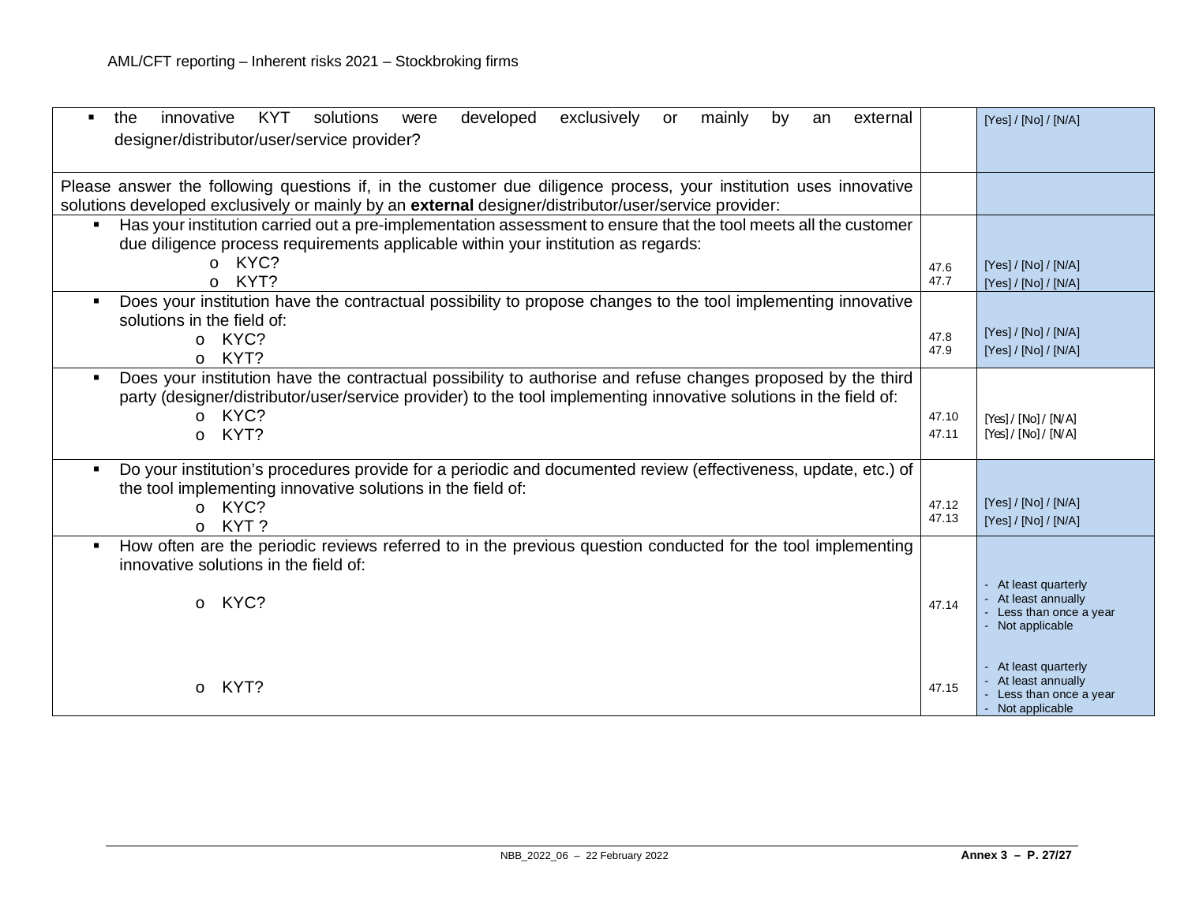| | | |
|---|---|---|
| ▪ the innovative KYT solutions were developed exclusively or mainly by an external designer/distributor/user/service provider? | | [Yes] / [No] / [N/A] |
| Please answer the following questions if, in the customer due diligence process, your institution uses innovative solutions developed exclusively or mainly by an **external** designer/distributor/user/service provider: | | |
| ▪ Has your institution carried out a pre-implementation assessment to ensure that the tool meets all the customer due diligence process requirements applicable within your institution as regards:<br>o KYC?<br>o KYT? | 47.6<br>47.7 | [Yes] / [No] / [N/A]<br>[Yes] / [No] / [N/A] |
| ▪ Does your institution have the contractual possibility to propose changes to the tool implementing innovative solutions in the field of:<br>o KYC?<br>o KYT? | 47.8<br>47.9 | [Yes] / [No] / [N/A]<br>[Yes] / [No] / [N/A] |
| ▪ Does your institution have the contractual possibility to authorise and refuse changes proposed by the third party (designer/distributor/user/service provider) to the tool implementing innovative solutions in the field of:<br>o KYC?<br>o KYT? | 47.10<br>47.11 | [Yes] / [No] / [N/A]<br>[Yes] / [No] / [N/A] |
| ▪ Do your institution's procedures provide for a periodic and documented review (effectiveness, update, etc.) of the tool implementing innovative solutions in the field of:<br>o KYC?<br>o KYT ? | 47.12<br>47.13 | [Yes] / [No] / [N/A]<br>[Yes] / [No] / [N/A] |
| ▪ How often are the periodic reviews referred to in the previous question conducted for the tool implementing innovative solutions in the field of:<br>o KYC? | 47.14 | - At least quarterly<br>- At least annually<br>- Less than once a year<br>- Not applicable |
| o KYT? | 47.15 | - At least quarterly<br>- At least annually<br>- Less than once a year<br>- Not applicable |